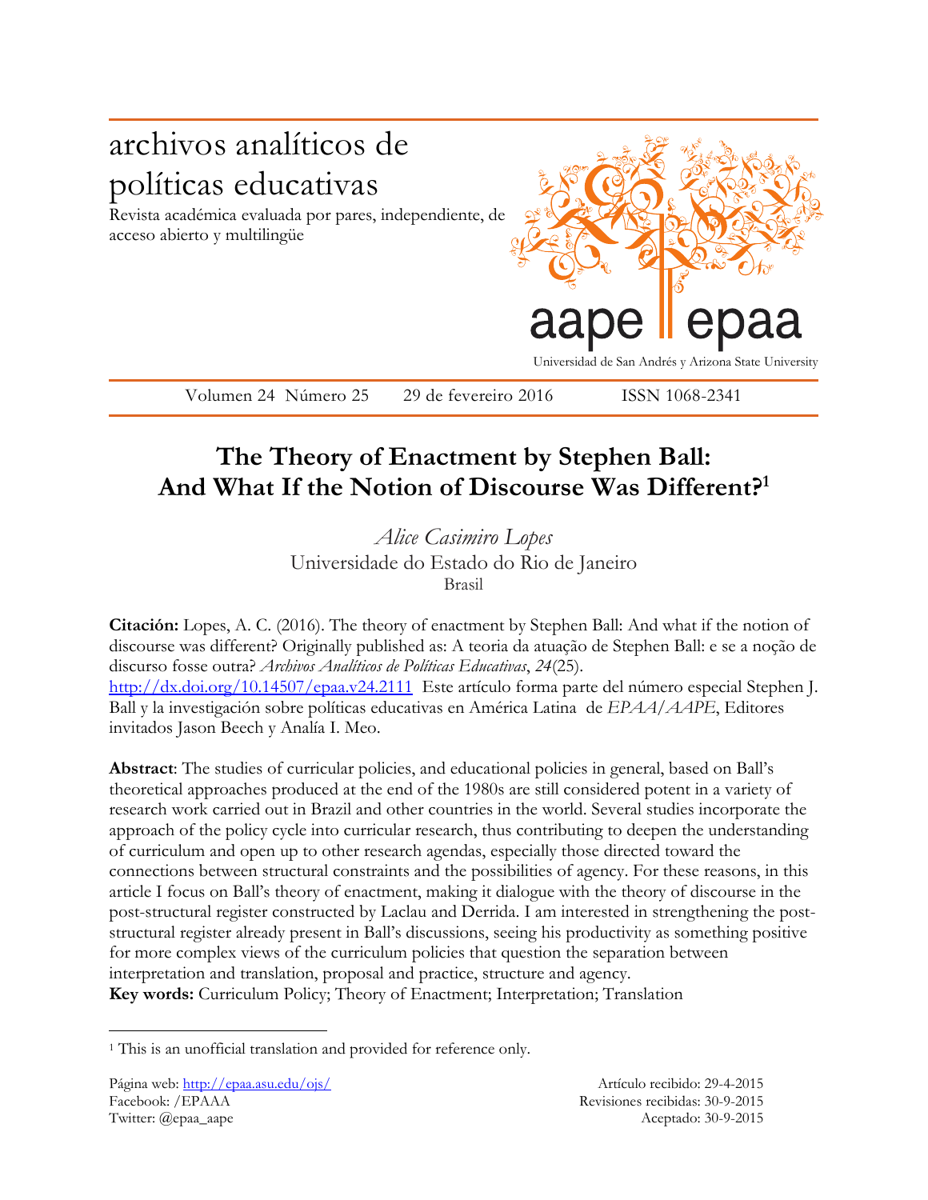# archivos analíticos de políticas educativas

Revista académica evaluada por pares, independiente, de acceso abierto y multilingüe

aape | epaa

Universidad de San Andrés y Arizona State University

Volumen 24 Número 25 29 de fevereiro 2016 ISSN 1068-2341

# The Theory of Enactment by Stephen Ball: And What If the Notion of Discourse Was Different?[1]

*Alice Casimiro Lopes*
Universidade do Estado do Rio de Janeiro
Brasil

**Citación:** Lopes, A. C. (2016). The theory of enactment by Stephen Ball: And what if the notion of discourse was different? Originally published as: A teoria da atuação de Stephen Ball: e se a noção de discurso fosse outra? *Archivos Analíticos de Políticas Educativas*, *24*(25). http://dx.doi.org/10.14507/epaa.v24.2111 Este artículo forma parte del número especial Stephen J. Ball y la investigación sobre políticas educativas en América Latina de *EPAA/AAPE*, Editores invitados Jason Beech y Analía I. Meo.

**Abstract**: The studies of curricular policies, and educational policies in general, based on Ball's theoretical approaches produced at the end of the 1980s are still considered potent in a variety of research work carried out in Brazil and other countries in the world. Several studies incorporate the approach of the policy cycle into curricular research, thus contributing to deepen the understanding of curriculum and open up to other research agendas, especially those directed toward the connections between structural constraints and the possibilities of agency. For these reasons, in this article I focus on Ball's theory of enactment, making it dialogue with the theory of discourse in the post-structural register constructed by Laclau and Derrida. I am interested in strengthening the post-structural register already present in Ball's discussions, seeing his productivity as something positive for more complex views of the curriculum policies that question the separation between interpretation and translation, proposal and practice, structure and agency.

**Key words:** Curriculum Policy; Theory of Enactment; Interpretation; Translation

[1] This is an unofficial translation and provided for reference only.

Página web: http://epaa.asu.edu/ojs/
Facebook: /EPAAA
Twitter: @epaa_aape

Artículo recibido: 29-4-2015
Revisiones recibidas: 30-9-2015
Aceptado: 30-9-2015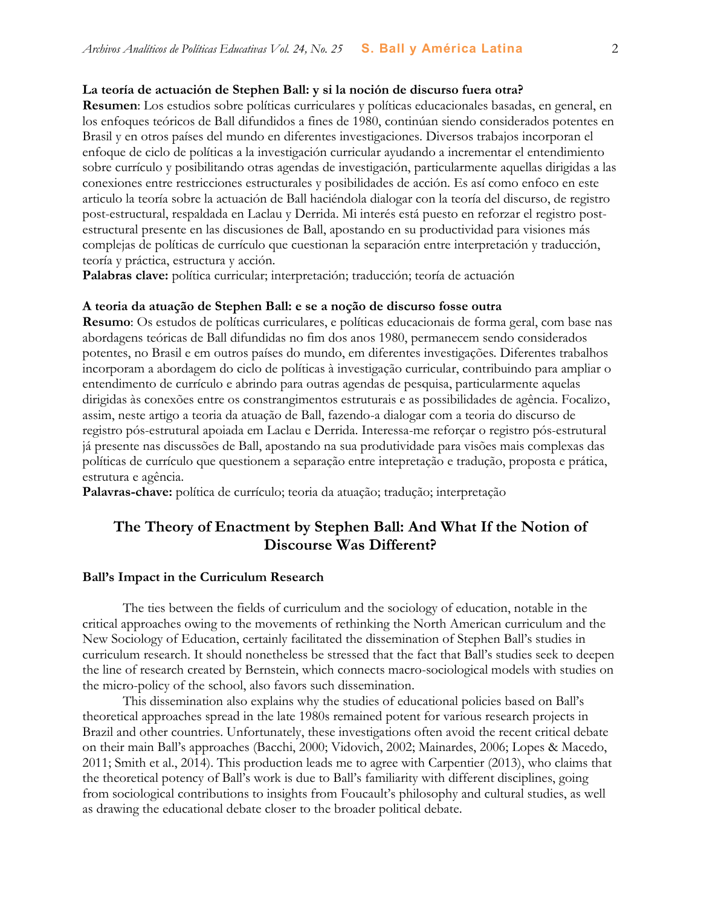**La teoría de actuación de Stephen Ball: y si la noción de discurso fuera otra?**

**Resumen**: Los estudios sobre políticas curriculares y políticas educacionales basadas, en general, en los enfoques teóricos de Ball difundidos a fines de 1980, continúan siendo considerados potentes en Brasil y en otros países del mundo en diferentes investigaciones. Diversos trabajos incorporan el enfoque de ciclo de políticas a la investigación curricular ayudando a incrementar el entendimiento sobre currículo y posibilitando otras agendas de investigación, particularmente aquellas dirigidas a las conexiones entre restricciones estructurales y posibilidades de acción. Es así como enfoco en este articulo la teoría sobre la actuación de Ball haciéndola dialogar con la teoría del discurso, de registro post-estructural, respaldada en Laclau y Derrida. Mi interés está puesto en reforzar el registro post-estructural presente en las discusiones de Ball, apostando en su productividad para visiones más complejas de políticas de currículo que cuestionan la separación entre interpretación y traducción, teoría y práctica, estructura y acción.

**Palabras clave:** política curricular; interpretación; traducción; teoría de actuación

**A teoria da atuação de Stephen Ball: e se a noção de discurso fosse outra**

**Resumo**: Os estudos de políticas curriculares, e políticas educacionais de forma geral, com base nas abordagens teóricas de Ball difundidas no fim dos anos 1980, permanecem sendo considerados potentes, no Brasil e em outros países do mundo, em diferentes investigações. Diferentes trabalhos incorporam a abordagem do ciclo de políticas à investigação curricular, contribuindo para ampliar o entendimento de currículo e abrindo para outras agendas de pesquisa, particularmente aquelas dirigidas às conexões entre os constrangimentos estruturais e as possibilidades de agência. Focalizo, assim, neste artigo a teoria da atuação de Ball, fazendo-a dialogar com a teoria do discurso de registro pós-estrutural apoiada em Laclau e Derrida. Interessa-me reforçar o registro pós-estrutural já presente nas discussões de Ball, apostando na sua produtividade para visões mais complexas das políticas de currículo que questionem a separação entre intepretação e tradução, proposta e prática, estrutura e agência.

**Palavras-chave:** política de currículo; teoria da atuação; tradução; interpretação

# The Theory of Enactment by Stephen Ball: And What If the Notion of Discourse Was Different?

## Ball's Impact in the Curriculum Research

The ties between the fields of curriculum and the sociology of education, notable in the critical approaches owing to the movements of rethinking the North American curriculum and the New Sociology of Education, certainly facilitated the dissemination of Stephen Ball's studies in curriculum research. It should nonetheless be stressed that the fact that Ball's studies seek to deepen the line of research created by Bernstein, which connects macro-sociological models with studies on the micro-policy of the school, also favors such dissemination.

This dissemination also explains why the studies of educational policies based on Ball's theoretical approaches spread in the late 1980s remained potent for various research projects in Brazil and other countries. Unfortunately, these investigations often avoid the recent critical debate on their main Ball's approaches (Bacchi, 2000; Vidovich, 2002; Mainardes, 2006; Lopes & Macedo, 2011; Smith et al., 2014). This production leads me to agree with Carpentier (2013), who claims that the theoretical potency of Ball's work is due to Ball's familiarity with different disciplines, going from sociological contributions to insights from Foucault's philosophy and cultural studies, as well as drawing the educational debate closer to the broader political debate.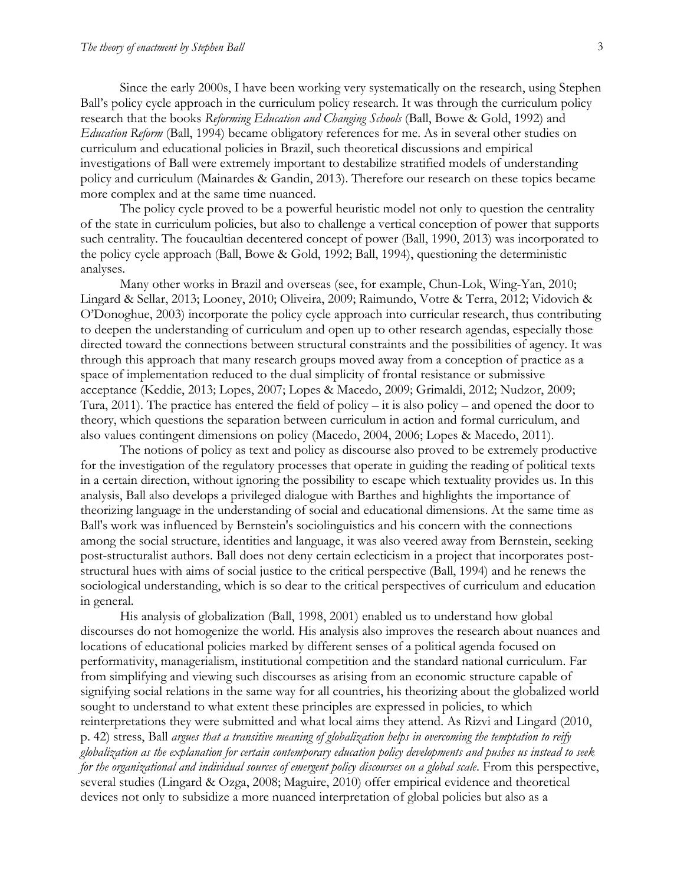Since the early 2000s, I have been working very systematically on the research, using Stephen Ball's policy cycle approach in the curriculum policy research. It was through the curriculum policy research that the books *Reforming Education and Changing Schools* (Ball, Bowe & Gold, 1992) and *Education Reform* (Ball, 1994) became obligatory references for me. As in several other studies on curriculum and educational policies in Brazil, such theoretical discussions and empirical investigations of Ball were extremely important to destabilize stratified models of understanding policy and curriculum (Mainardes & Gandin, 2013). Therefore our research on these topics became more complex and at the same time nuanced.

The policy cycle proved to be a powerful heuristic model not only to question the centrality of the state in curriculum policies, but also to challenge a vertical conception of power that supports such centrality. The foucaultian decentered concept of power (Ball, 1990, 2013) was incorporated to the policy cycle approach (Ball, Bowe & Gold, 1992; Ball, 1994), questioning the deterministic analyses.

Many other works in Brazil and overseas (see, for example, Chun-Lok, Wing-Yan, 2010; Lingard & Sellar, 2013; Looney, 2010; Oliveira, 2009; Raimundo, Votre & Terra, 2012; Vidovich & O'Donoghue, 2003) incorporate the policy cycle approach into curricular research, thus contributing to deepen the understanding of curriculum and open up to other research agendas, especially those directed toward the connections between structural constraints and the possibilities of agency. It was through this approach that many research groups moved away from a conception of practice as a space of implementation reduced to the dual simplicity of frontal resistance or submissive acceptance (Keddie, 2013; Lopes, 2007; Lopes & Macedo, 2009; Grimaldi, 2012; Nudzor, 2009; Tura, 2011). The practice has entered the field of policy – it is also policy – and opened the door to theory, which questions the separation between curriculum in action and formal curriculum, and also values contingent dimensions on policy (Macedo, 2004, 2006; Lopes & Macedo, 2011).

The notions of policy as text and policy as discourse also proved to be extremely productive for the investigation of the regulatory processes that operate in guiding the reading of political texts in a certain direction, without ignoring the possibility to escape which textuality provides us. In this analysis, Ball also develops a privileged dialogue with Barthes and highlights the importance of theorizing language in the understanding of social and educational dimensions. At the same time as Ball's work was influenced by Bernstein's sociolinguistics and his concern with the connections among the social structure, identities and language, it was also veered away from Bernstein, seeking post-structuralist authors. Ball does not deny certain eclecticism in a project that incorporates post-structural hues with aims of social justice to the critical perspective (Ball, 1994) and he renews the sociological understanding, which is so dear to the critical perspectives of curriculum and education in general.

His analysis of globalization (Ball, 1998, 2001) enabled us to understand how global discourses do not homogenize the world. His analysis also improves the research about nuances and locations of educational policies marked by different senses of a political agenda focused on performativity, managerialism, institutional competition and the standard national curriculum. Far from simplifying and viewing such discourses as arising from an economic structure capable of signifying social relations in the same way for all countries, his theorizing about the globalized world sought to understand to what extent these principles are expressed in policies, to which reinterpretations they were submitted and what local aims they attend. As Rizvi and Lingard (2010, p. 42) stress, Ball *argues that a transitive meaning of globalization helps in overcoming the temptation to reify globalization as the explanation for certain contemporary education policy developments and pushes us instead to seek for the organizational and individual sources of emergent policy discourses on a global scale*. From this perspective, several studies (Lingard & Ozga, 2008; Maguire, 2010) offer empirical evidence and theoretical devices not only to subsidize a more nuanced interpretation of global policies but also as a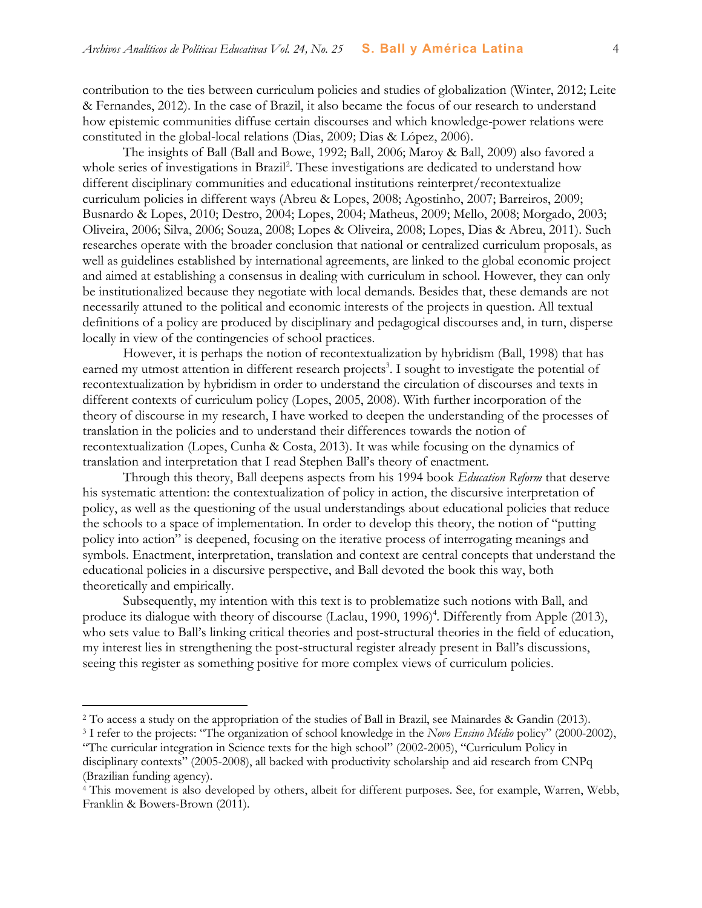contribution to the ties between curriculum policies and studies of globalization (Winter, 2012; Leite & Fernandes, 2012). In the case of Brazil, it also became the focus of our research to understand how epistemic communities diffuse certain discourses and which knowledge-power relations were constituted in the global-local relations (Dias, 2009; Dias & López, 2006).

The insights of Ball (Ball and Bowe, 1992; Ball, 2006; Maroy & Ball, 2009) also favored a whole series of investigations in Brazil[2]. These investigations are dedicated to understand how different disciplinary communities and educational institutions reinterpret/recontextualize curriculum policies in different ways (Abreu & Lopes, 2008; Agostinho, 2007; Barreiros, 2009; Busnardo & Lopes, 2010; Destro, 2004; Lopes, 2004; Matheus, 2009; Mello, 2008; Morgado, 2003; Oliveira, 2006; Silva, 2006; Souza, 2008; Lopes & Oliveira, 2008; Lopes, Dias & Abreu, 2011). Such researches operate with the broader conclusion that national or centralized curriculum proposals, as well as guidelines established by international agreements, are linked to the global economic project and aimed at establishing a consensus in dealing with curriculum in school. However, they can only be institutionalized because they negotiate with local demands. Besides that, these demands are not necessarily attuned to the political and economic interests of the projects in question. All textual definitions of a policy are produced by disciplinary and pedagogical discourses and, in turn, disperse locally in view of the contingencies of school practices.

However, it is perhaps the notion of recontextualization by hybridism (Ball, 1998) that has earned my utmost attention in different research projects[3]. I sought to investigate the potential of recontextualization by hybridism in order to understand the circulation of discourses and texts in different contexts of curriculum policy (Lopes, 2005, 2008). With further incorporation of the theory of discourse in my research, I have worked to deepen the understanding of the processes of translation in the policies and to understand their differences towards the notion of recontextualization (Lopes, Cunha & Costa, 2013). It was while focusing on the dynamics of translation and interpretation that I read Stephen Ball's theory of enactment.

Through this theory, Ball deepens aspects from his 1994 book *Education Reform* that deserve his systematic attention: the contextualization of policy in action, the discursive interpretation of policy, as well as the questioning of the usual understandings about educational policies that reduce the schools to a space of implementation. In order to develop this theory, the notion of "putting policy into action" is deepened, focusing on the iterative process of interrogating meanings and symbols. Enactment, interpretation, translation and context are central concepts that understand the educational policies in a discursive perspective, and Ball devoted the book this way, both theoretically and empirically.

Subsequently, my intention with this text is to problematize such notions with Ball, and produce its dialogue with theory of discourse (Laclau, 1990, 1996)[4]. Differently from Apple (2013), who sets value to Ball's linking critical theories and post-structural theories in the field of education, my interest lies in strengthening the post-structural register already present in Ball's discussions, seeing this register as something positive for more complex views of curriculum policies.

---

[2] To access a study on the appropriation of the studies of Ball in Brazil, see Mainardes & Gandin (2013).

[3] I refer to the projects: "The organization of school knowledge in the *Novo Ensino Médio* policy" (2000-2002), "The curricular integration in Science texts for the high school" (2002-2005), "Curriculum Policy in disciplinary contexts" (2005-2008), all backed with productivity scholarship and aid research from CNPq (Brazilian funding agency).

[4] This movement is also developed by others, albeit for different purposes. See, for example, Warren, Webb, Franklin & Bowers-Brown (2011).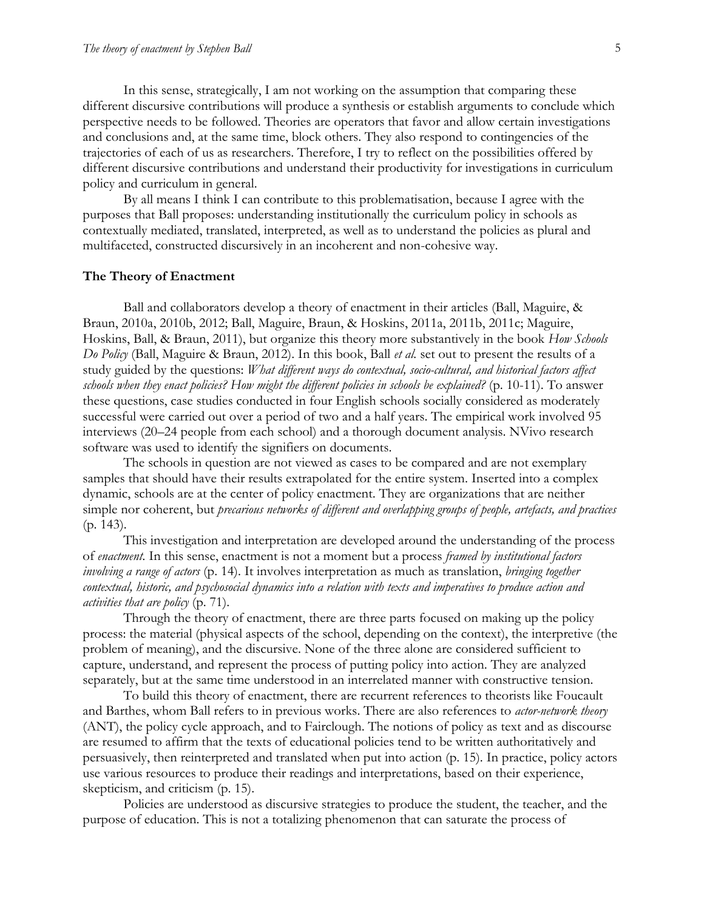In this sense, strategically, I am not working on the assumption that comparing these different discursive contributions will produce a synthesis or establish arguments to conclude which perspective needs to be followed. Theories are operators that favor and allow certain investigations and conclusions and, at the same time, block others. They also respond to contingencies of the trajectories of each of us as researchers. Therefore, I try to reflect on the possibilities offered by different discursive contributions and understand their productivity for investigations in curriculum policy and curriculum in general.

By all means I think I can contribute to this problematisation, because I agree with the purposes that Ball proposes: understanding institutionally the curriculum policy in schools as contextually mediated, translated, interpreted, as well as to understand the policies as plural and multifaceted, constructed discursively in an incoherent and non-cohesive way.

## The Theory of Enactment

Ball and collaborators develop a theory of enactment in their articles (Ball, Maguire, & Braun, 2010a, 2010b, 2012; Ball, Maguire, Braun, & Hoskins, 2011a, 2011b, 2011c; Maguire, Hoskins, Ball, & Braun, 2011), but organize this theory more substantively in the book *How Schools Do Policy* (Ball, Maguire & Braun, 2012). In this book, Ball *et al.* set out to present the results of a study guided by the questions: *What different ways do contextual, socio-cultural, and historical factors affect schools when they enact policies? How might the different policies in schools be explained?* (p. 10-11). To answer these questions, case studies conducted in four English schools socially considered as moderately successful were carried out over a period of two and a half years. The empirical work involved 95 interviews (20–24 people from each school) and a thorough document analysis. NVivo research software was used to identify the signifiers on documents.

The schools in question are not viewed as cases to be compared and are not exemplary samples that should have their results extrapolated for the entire system. Inserted into a complex dynamic, schools are at the center of policy enactment. They are organizations that are neither simple nor coherent, but *precarious networks of different and overlapping groups of people, artefacts, and practices* (p. 143).

This investigation and interpretation are developed around the understanding of the process of *enactment*. In this sense, enactment is not a moment but a process *framed by institutional factors involving a range of actors* (p. 14). It involves interpretation as much as translation, *bringing together contextual, historic, and psychosocial dynamics into a relation with texts and imperatives to produce action and activities that are policy* (p. 71).

Through the theory of enactment, there are three parts focused on making up the policy process: the material (physical aspects of the school, depending on the context), the interpretive (the problem of meaning), and the discursive. None of the three alone are considered sufficient to capture, understand, and represent the process of putting policy into action. They are analyzed separately, but at the same time understood in an interrelated manner with constructive tension.

To build this theory of enactment, there are recurrent references to theorists like Foucault and Barthes, whom Ball refers to in previous works. There are also references to *actor-network theory* (ANT), the policy cycle approach, and to Fairclough. The notions of policy as text and as discourse are resumed to affirm that the texts of educational policies tend to be written authoritatively and persuasively, then reinterpreted and translated when put into action (p. 15). In practice, policy actors use various resources to produce their readings and interpretations, based on their experience, skepticism, and criticism (p. 15).

Policies are understood as discursive strategies to produce the student, the teacher, and the purpose of education. This is not a totalizing phenomenon that can saturate the process of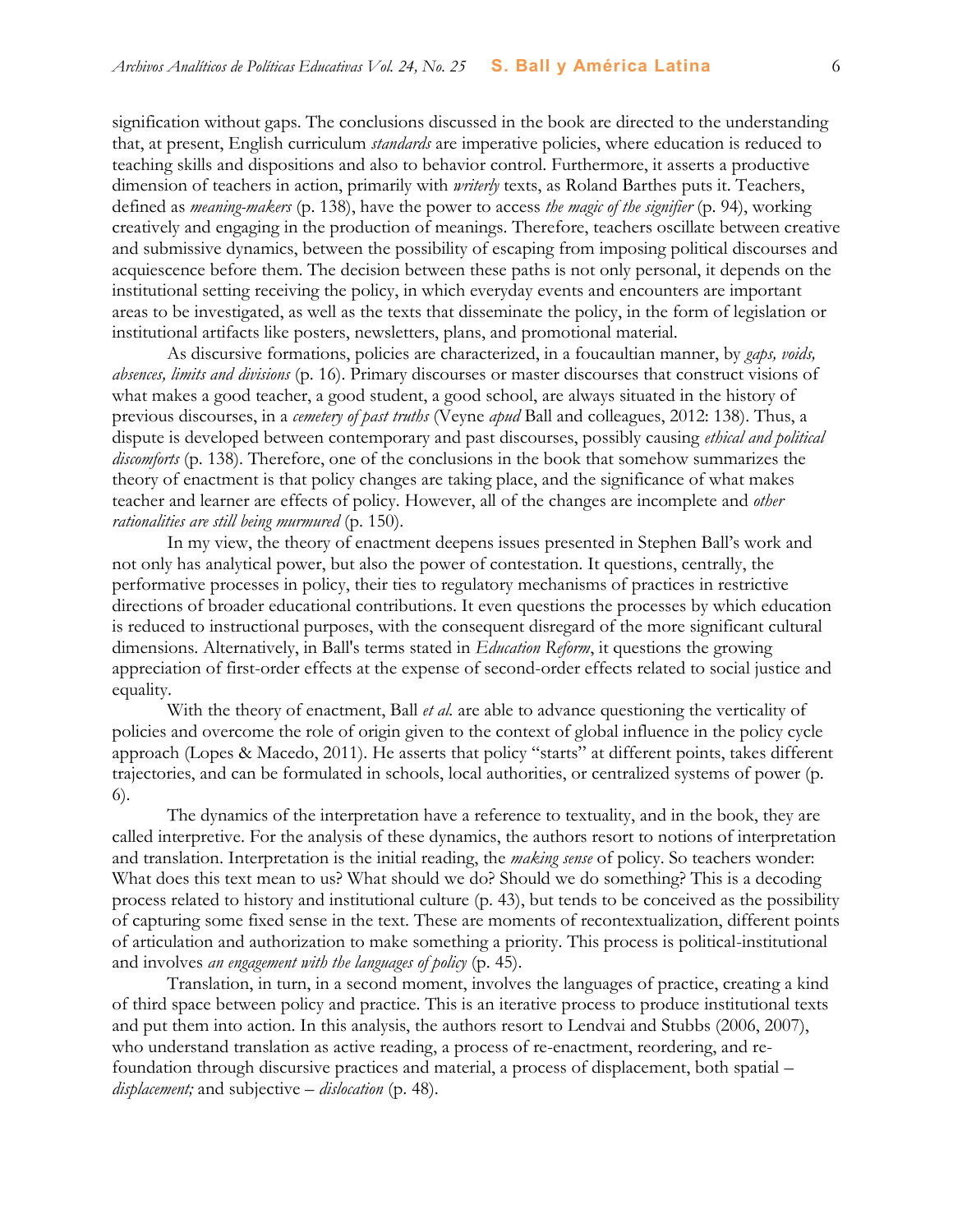signification without gaps. The conclusions discussed in the book are directed to the understanding that, at present, English curriculum *standards* are imperative policies, where education is reduced to teaching skills and dispositions and also to behavior control. Furthermore, it asserts a productive dimension of teachers in action, primarily with *writerly* texts, as Roland Barthes puts it. Teachers, defined as *meaning-makers* (p. 138), have the power to access *the magic of the signifier* (p. 94), working creatively and engaging in the production of meanings. Therefore, teachers oscillate between creative and submissive dynamics, between the possibility of escaping from imposing political discourses and acquiescence before them. The decision between these paths is not only personal, it depends on the institutional setting receiving the policy, in which everyday events and encounters are important areas to be investigated, as well as the texts that disseminate the policy, in the form of legislation or institutional artifacts like posters, newsletters, plans, and promotional material.

As discursive formations, policies are characterized, in a foucaultian manner, by *gaps, voids, absences, limits and divisions* (p. 16). Primary discourses or master discourses that construct visions of what makes a good teacher, a good student, a good school, are always situated in the history of previous discourses, in a *cemetery of past truths* (Veyne *apud* Ball and colleagues, 2012: 138). Thus, a dispute is developed between contemporary and past discourses, possibly causing *ethical and political discomforts* (p. 138). Therefore, one of the conclusions in the book that somehow summarizes the theory of enactment is that policy changes are taking place, and the significance of what makes teacher and learner are effects of policy. However, all of the changes are incomplete and *other rationalities are still being murmured* (p. 150).

In my view, the theory of enactment deepens issues presented in Stephen Ball's work and not only has analytical power, but also the power of contestation. It questions, centrally, the performative processes in policy, their ties to regulatory mechanisms of practices in restrictive directions of broader educational contributions. It even questions the processes by which education is reduced to instructional purposes, with the consequent disregard of the more significant cultural dimensions. Alternatively, in Ball's terms stated in *Education Reform*, it questions the growing appreciation of first-order effects at the expense of second-order effects related to social justice and equality.

With the theory of enactment, Ball *et al.* are able to advance questioning the verticality of policies and overcome the role of origin given to the context of global influence in the policy cycle approach (Lopes & Macedo, 2011). He asserts that policy "starts" at different points, takes different trajectories, and can be formulated in schools, local authorities, or centralized systems of power (p. 6).

The dynamics of the interpretation have a reference to textuality, and in the book, they are called interpretive. For the analysis of these dynamics, the authors resort to notions of interpretation and translation. Interpretation is the initial reading, the *making sense* of policy. So teachers wonder: What does this text mean to us? What should we do? Should we do something? This is a decoding process related to history and institutional culture (p. 43), but tends to be conceived as the possibility of capturing some fixed sense in the text. These are moments of recontextualization, different points of articulation and authorization to make something a priority. This process is political-institutional and involves *an engagement with the languages of policy* (p. 45).

Translation, in turn, in a second moment, involves the languages of practice, creating a kind of third space between policy and practice. This is an iterative process to produce institutional texts and put them into action. In this analysis, the authors resort to Lendvai and Stubbs (2006, 2007), who understand translation as active reading, a process of re-enactment, reordering, and re-foundation through discursive practices and material, a process of displacement, both spatial – *displacement;* and subjective – *dislocation* (p. 48).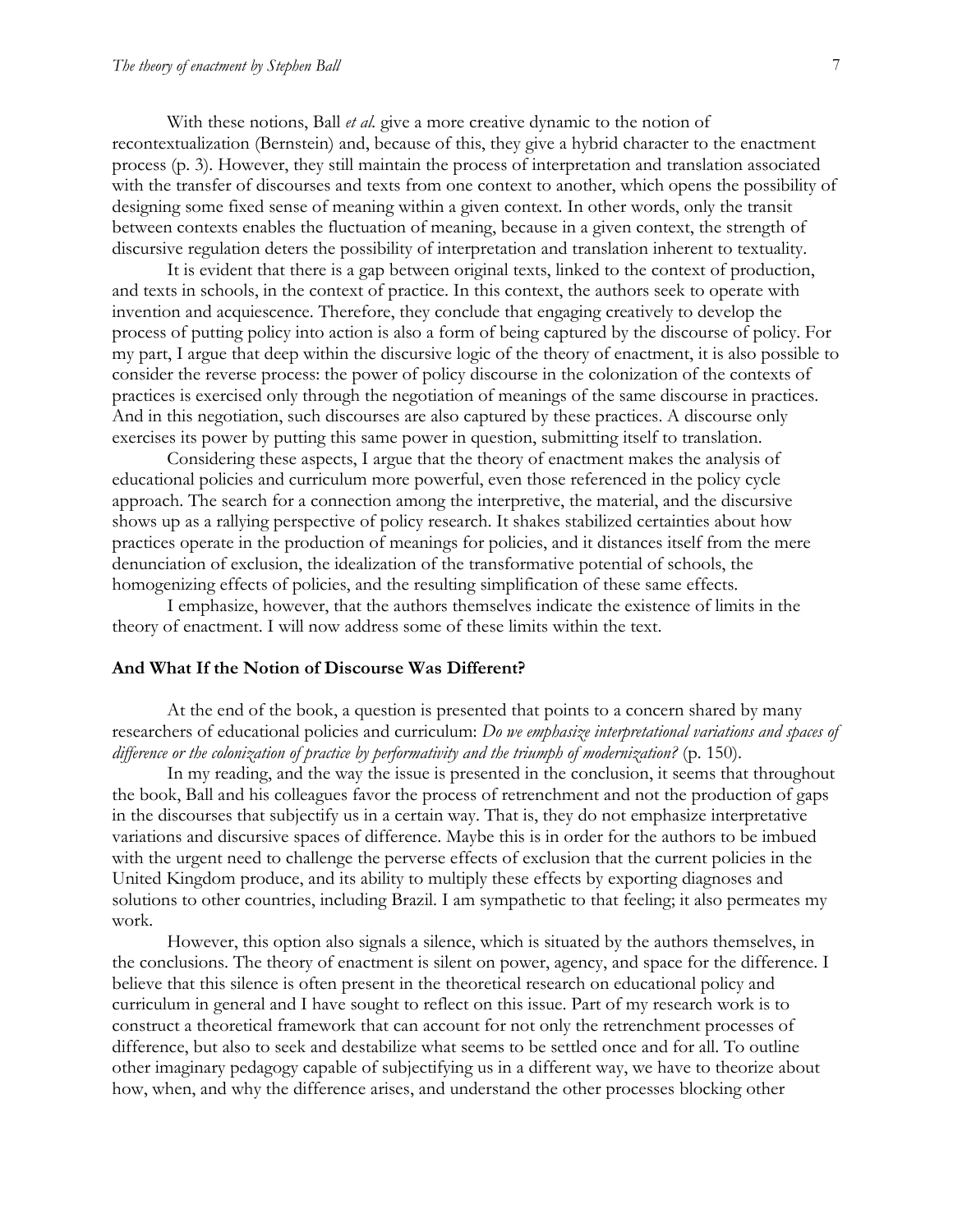With these notions, Ball *et al.* give a more creative dynamic to the notion of recontextualization (Bernstein) and, because of this, they give a hybrid character to the enactment process (p. 3). However, they still maintain the process of interpretation and translation associated with the transfer of discourses and texts from one context to another, which opens the possibility of designing some fixed sense of meaning within a given context. In other words, only the transit between contexts enables the fluctuation of meaning, because in a given context, the strength of discursive regulation deters the possibility of interpretation and translation inherent to textuality.

It is evident that there is a gap between original texts, linked to the context of production, and texts in schools, in the context of practice. In this context, the authors seek to operate with invention and acquiescence. Therefore, they conclude that engaging creatively to develop the process of putting policy into action is also a form of being captured by the discourse of policy. For my part, I argue that deep within the discursive logic of the theory of enactment, it is also possible to consider the reverse process: the power of policy discourse in the colonization of the contexts of practices is exercised only through the negotiation of meanings of the same discourse in practices. And in this negotiation, such discourses are also captured by these practices. A discourse only exercises its power by putting this same power in question, submitting itself to translation.

Considering these aspects, I argue that the theory of enactment makes the analysis of educational policies and curriculum more powerful, even those referenced in the policy cycle approach. The search for a connection among the interpretive, the material, and the discursive shows up as a rallying perspective of policy research. It shakes stabilized certainties about how practices operate in the production of meanings for policies, and it distances itself from the mere denunciation of exclusion, the idealization of the transformative potential of schools, the homogenizing effects of policies, and the resulting simplification of these same effects.

I emphasize, however, that the authors themselves indicate the existence of limits in the theory of enactment. I will now address some of these limits within the text.

## And What If the Notion of Discourse Was Different?

At the end of the book, a question is presented that points to a concern shared by many researchers of educational policies and curriculum: *Do we emphasize interpretational variations and spaces of difference or the colonization of practice by performativity and the triumph of modernization?* (p. 150).

In my reading, and the way the issue is presented in the conclusion, it seems that throughout the book, Ball and his colleagues favor the process of retrenchment and not the production of gaps in the discourses that subjectify us in a certain way. That is, they do not emphasize interpretative variations and discursive spaces of difference. Maybe this is in order for the authors to be imbued with the urgent need to challenge the perverse effects of exclusion that the current policies in the United Kingdom produce, and its ability to multiply these effects by exporting diagnoses and solutions to other countries, including Brazil. I am sympathetic to that feeling; it also permeates my work.

However, this option also signals a silence, which is situated by the authors themselves, in the conclusions. The theory of enactment is silent on power, agency, and space for the difference. I believe that this silence is often present in the theoretical research on educational policy and curriculum in general and I have sought to reflect on this issue. Part of my research work is to construct a theoretical framework that can account for not only the retrenchment processes of difference, but also to seek and destabilize what seems to be settled once and for all. To outline other imaginary pedagogy capable of subjectifying us in a different way, we have to theorize about how, when, and why the difference arises, and understand the other processes blocking other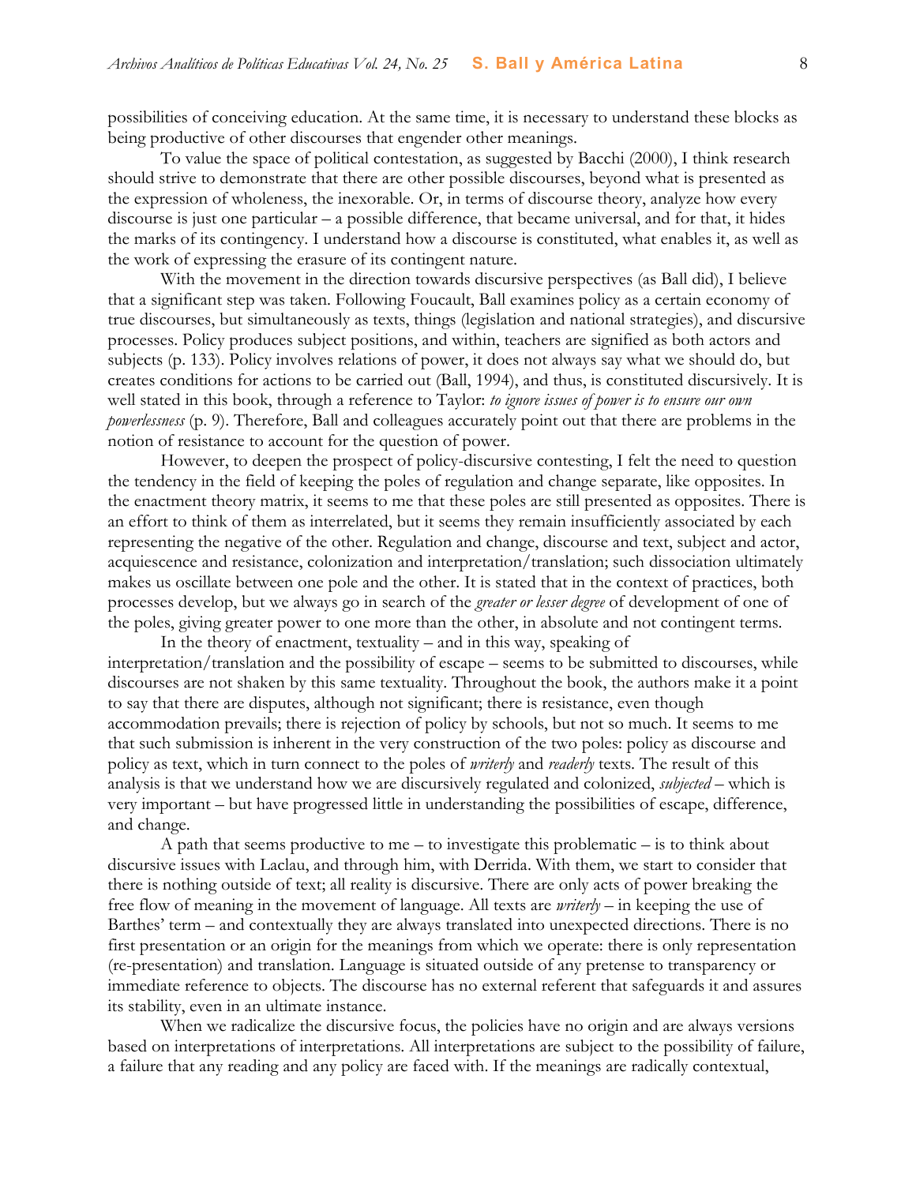possibilities of conceiving education. At the same time, it is necessary to understand these blocks as being productive of other discourses that engender other meanings.

To value the space of political contestation, as suggested by Bacchi (2000), I think research should strive to demonstrate that there are other possible discourses, beyond what is presented as the expression of wholeness, the inexorable. Or, in terms of discourse theory, analyze how every discourse is just one particular – a possible difference, that became universal, and for that, it hides the marks of its contingency. I understand how a discourse is constituted, what enables it, as well as the work of expressing the erasure of its contingent nature.

With the movement in the direction towards discursive perspectives (as Ball did), I believe that a significant step was taken. Following Foucault, Ball examines policy as a certain economy of true discourses, but simultaneously as texts, things (legislation and national strategies), and discursive processes. Policy produces subject positions, and within, teachers are signified as both actors and subjects (p. 133). Policy involves relations of power, it does not always say what we should do, but creates conditions for actions to be carried out (Ball, 1994), and thus, is constituted discursively. It is well stated in this book, through a reference to Taylor: *to ignore issues of power is to ensure our own powerlessness* (p. 9). Therefore, Ball and colleagues accurately point out that there are problems in the notion of resistance to account for the question of power.

However, to deepen the prospect of policy-discursive contesting, I felt the need to question the tendency in the field of keeping the poles of regulation and change separate, like opposites. In the enactment theory matrix, it seems to me that these poles are still presented as opposites. There is an effort to think of them as interrelated, but it seems they remain insufficiently associated by each representing the negative of the other. Regulation and change, discourse and text, subject and actor, acquiescence and resistance, colonization and interpretation/translation; such dissociation ultimately makes us oscillate between one pole and the other. It is stated that in the context of practices, both processes develop, but we always go in search of the *greater or lesser degree* of development of one of the poles, giving greater power to one more than the other, in absolute and not contingent terms.

In the theory of enactment, textuality – and in this way, speaking of interpretation/translation and the possibility of escape – seems to be submitted to discourses, while discourses are not shaken by this same textuality. Throughout the book, the authors make it a point to say that there are disputes, although not significant; there is resistance, even though accommodation prevails; there is rejection of policy by schools, but not so much. It seems to me that such submission is inherent in the very construction of the two poles: policy as discourse and policy as text, which in turn connect to the poles of *writerly* and *readerly* texts. The result of this analysis is that we understand how we are discursively regulated and colonized, *subjected* – which is very important – but have progressed little in understanding the possibilities of escape, difference, and change.

A path that seems productive to me – to investigate this problematic – is to think about discursive issues with Laclau, and through him, with Derrida. With them, we start to consider that there is nothing outside of text; all reality is discursive. There are only acts of power breaking the free flow of meaning in the movement of language. All texts are *writerly* – in keeping the use of Barthes' term – and contextually they are always translated into unexpected directions. There is no first presentation or an origin for the meanings from which we operate: there is only representation (re-presentation) and translation. Language is situated outside of any pretense to transparency or immediate reference to objects. The discourse has no external referent that safeguards it and assures its stability, even in an ultimate instance.

When we radicalize the discursive focus, the policies have no origin and are always versions based on interpretations of interpretations. All interpretations are subject to the possibility of failure, a failure that any reading and any policy are faced with. If the meanings are radically contextual,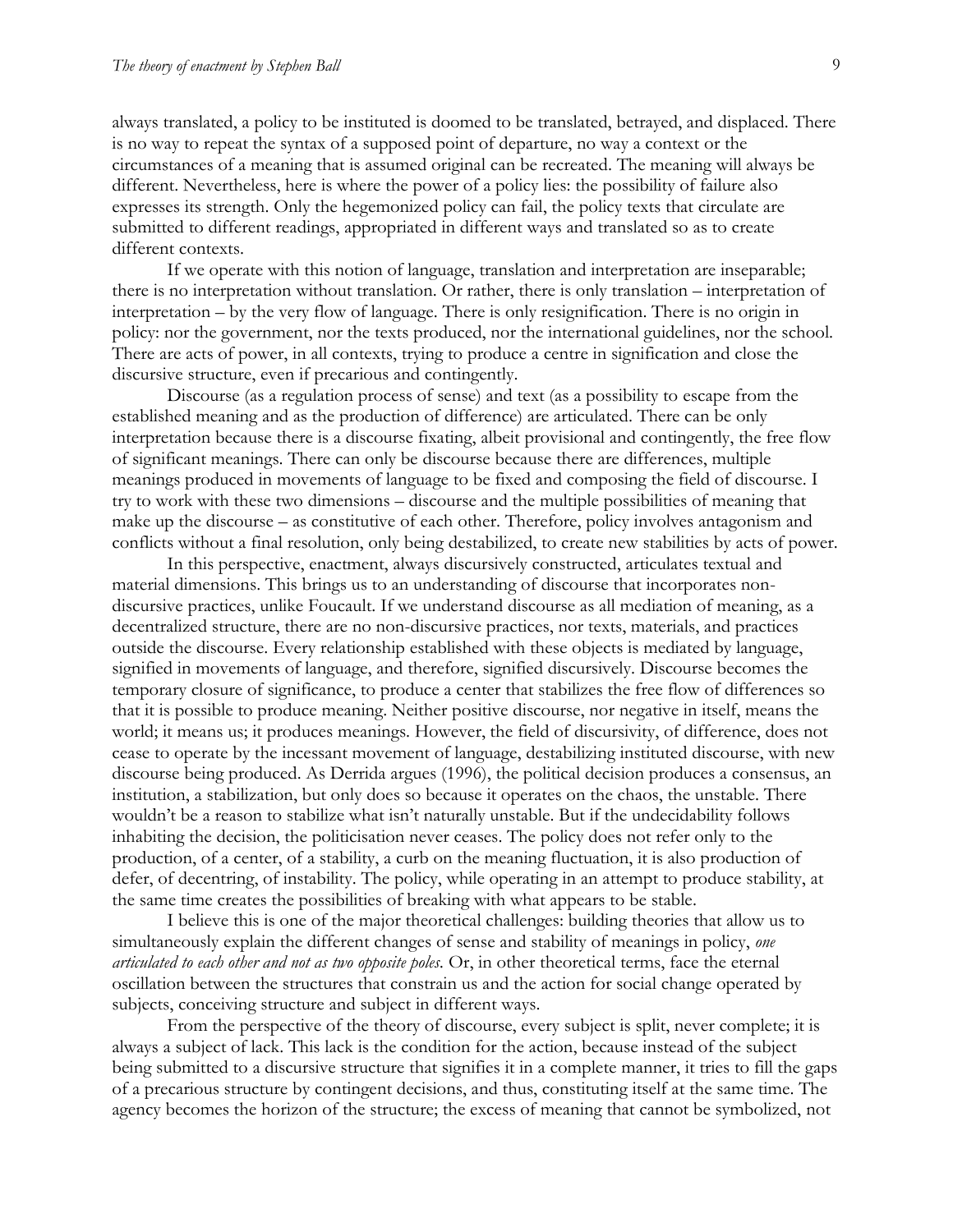always translated, a policy to be instituted is doomed to be translated, betrayed, and displaced. There is no way to repeat the syntax of a supposed point of departure, no way a context or the circumstances of a meaning that is assumed original can be recreated. The meaning will always be different. Nevertheless, here is where the power of a policy lies: the possibility of failure also expresses its strength. Only the hegemonized policy can fail, the policy texts that circulate are submitted to different readings, appropriated in different ways and translated so as to create different contexts.

If we operate with this notion of language, translation and interpretation are inseparable; there is no interpretation without translation. Or rather, there is only translation – interpretation of interpretation – by the very flow of language. There is only resignification. There is no origin in policy: nor the government, nor the texts produced, nor the international guidelines, nor the school. There are acts of power, in all contexts, trying to produce a centre in signification and close the discursive structure, even if precarious and contingently.

Discourse (as a regulation process of sense) and text (as a possibility to escape from the established meaning and as the production of difference) are articulated. There can be only interpretation because there is a discourse fixating, albeit provisional and contingently, the free flow of significant meanings. There can only be discourse because there are differences, multiple meanings produced in movements of language to be fixed and composing the field of discourse. I try to work with these two dimensions – discourse and the multiple possibilities of meaning that make up the discourse – as constitutive of each other. Therefore, policy involves antagonism and conflicts without a final resolution, only being destabilized, to create new stabilities by acts of power.

In this perspective, enactment, always discursively constructed, articulates textual and material dimensions. This brings us to an understanding of discourse that incorporates non-discursive practices, unlike Foucault. If we understand discourse as all mediation of meaning, as a decentralized structure, there are no non-discursive practices, nor texts, materials, and practices outside the discourse. Every relationship established with these objects is mediated by language, signified in movements of language, and therefore, signified discursively. Discourse becomes the temporary closure of significance, to produce a center that stabilizes the free flow of differences so that it is possible to produce meaning. Neither positive discourse, nor negative in itself, means the world; it means us; it produces meanings. However, the field of discursivity, of difference, does not cease to operate by the incessant movement of language, destabilizing instituted discourse, with new discourse being produced. As Derrida argues (1996), the political decision produces a consensus, an institution, a stabilization, but only does so because it operates on the chaos, the unstable. There wouldn't be a reason to stabilize what isn't naturally unstable. But if the undecidability follows inhabiting the decision, the politicisation never ceases. The policy does not refer only to the production, of a center, of a stability, a curb on the meaning fluctuation, it is also production of defer, of decentring, of instability. The policy, while operating in an attempt to produce stability, at the same time creates the possibilities of breaking with what appears to be stable.

I believe this is one of the major theoretical challenges: building theories that allow us to simultaneously explain the different changes of sense and stability of meanings in policy, *one articulated to each other and not as two opposite poles.* Or, in other theoretical terms, face the eternal oscillation between the structures that constrain us and the action for social change operated by subjects, conceiving structure and subject in different ways.

From the perspective of the theory of discourse, every subject is split, never complete; it is always a subject of lack. This lack is the condition for the action, because instead of the subject being submitted to a discursive structure that signifies it in a complete manner, it tries to fill the gaps of a precarious structure by contingent decisions, and thus, constituting itself at the same time. The agency becomes the horizon of the structure; the excess of meaning that cannot be symbolized, not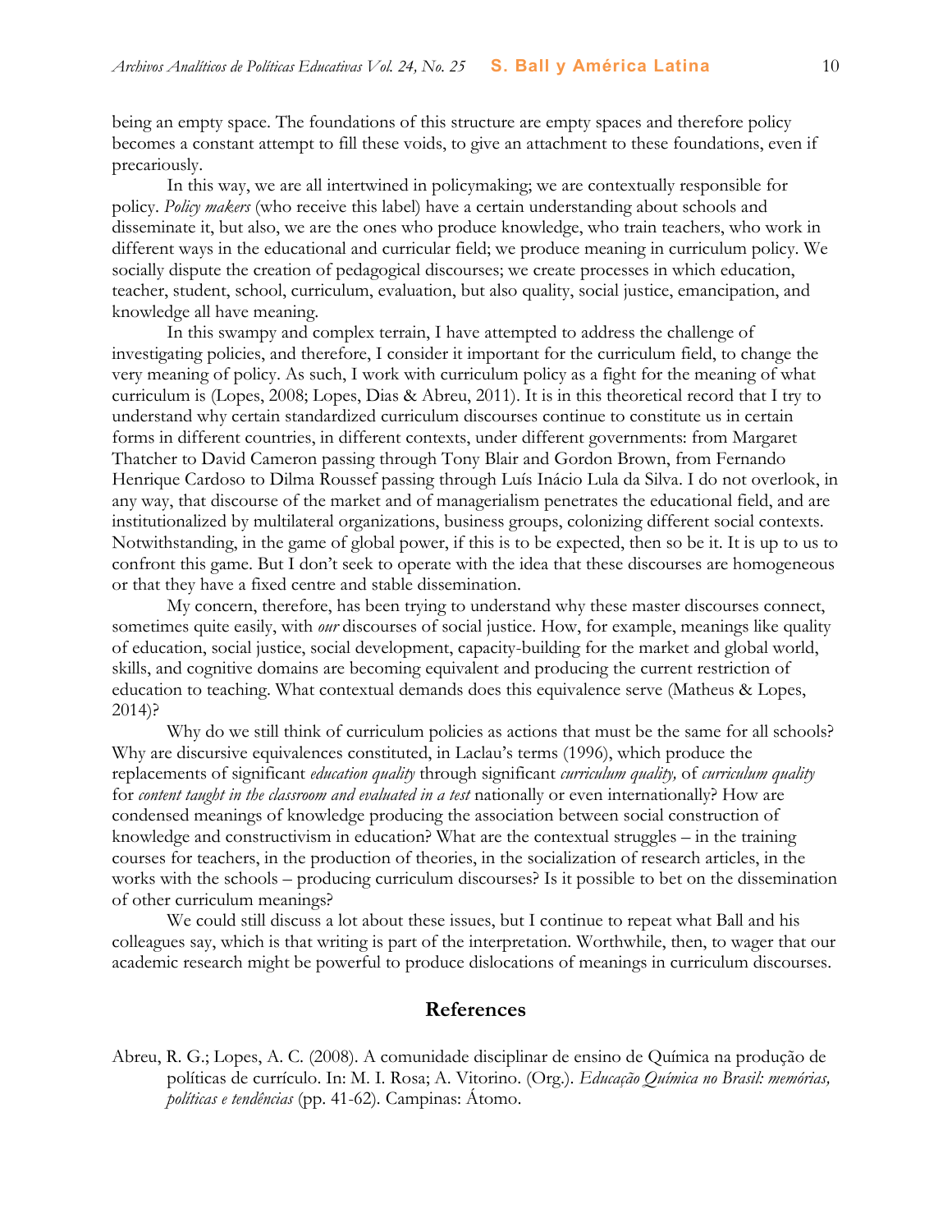being an empty space. The foundations of this structure are empty spaces and therefore policy becomes a constant attempt to fill these voids, to give an attachment to these foundations, even if precariously.

In this way, we are all intertwined in policymaking; we are contextually responsible for policy. *Policy makers* (who receive this label) have a certain understanding about schools and disseminate it, but also, we are the ones who produce knowledge, who train teachers, who work in different ways in the educational and curricular field; we produce meaning in curriculum policy. We socially dispute the creation of pedagogical discourses; we create processes in which education, teacher, student, school, curriculum, evaluation, but also quality, social justice, emancipation, and knowledge all have meaning.

In this swampy and complex terrain, I have attempted to address the challenge of investigating policies, and therefore, I consider it important for the curriculum field, to change the very meaning of policy. As such, I work with curriculum policy as a fight for the meaning of what curriculum is (Lopes, 2008; Lopes, Dias & Abreu, 2011). It is in this theoretical record that I try to understand why certain standardized curriculum discourses continue to constitute us in certain forms in different countries, in different contexts, under different governments: from Margaret Thatcher to David Cameron passing through Tony Blair and Gordon Brown, from Fernando Henrique Cardoso to Dilma Roussef passing through Luís Inácio Lula da Silva. I do not overlook, in any way, that discourse of the market and of managerialism penetrates the educational field, and are institutionalized by multilateral organizations, business groups, colonizing different social contexts. Notwithstanding, in the game of global power, if this is to be expected, then so be it. It is up to us to confront this game. But I don't seek to operate with the idea that these discourses are homogeneous or that they have a fixed centre and stable dissemination.

My concern, therefore, has been trying to understand why these master discourses connect, sometimes quite easily, with *our* discourses of social justice. How, for example, meanings like quality of education, social justice, social development, capacity-building for the market and global world, skills, and cognitive domains are becoming equivalent and producing the current restriction of education to teaching. What contextual demands does this equivalence serve (Matheus & Lopes, 2014)?

Why do we still think of curriculum policies as actions that must be the same for all schools? Why are discursive equivalences constituted, in Laclau's terms (1996), which produce the replacements of significant *education quality* through significant *curriculum quality,* of *curriculum quality* for *content taught in the classroom and evaluated in a test* nationally or even internationally? How are condensed meanings of knowledge producing the association between social construction of knowledge and constructivism in education? What are the contextual struggles – in the training courses for teachers, in the production of theories, in the socialization of research articles, in the works with the schools – producing curriculum discourses? Is it possible to bet on the dissemination of other curriculum meanings?

We could still discuss a lot about these issues, but I continue to repeat what Ball and his colleagues say, which is that writing is part of the interpretation. Worthwhile, then, to wager that our academic research might be powerful to produce dislocations of meanings in curriculum discourses.

## References

Abreu, R. G.; Lopes, A. C. (2008). A comunidade disciplinar de ensino de Química na produção de políticas de currículo. In: M. I. Rosa; A. Vitorino. (Org.). *Educação Química no Brasil: memórias, políticas e tendências* (pp. 41-62). Campinas: Átomo.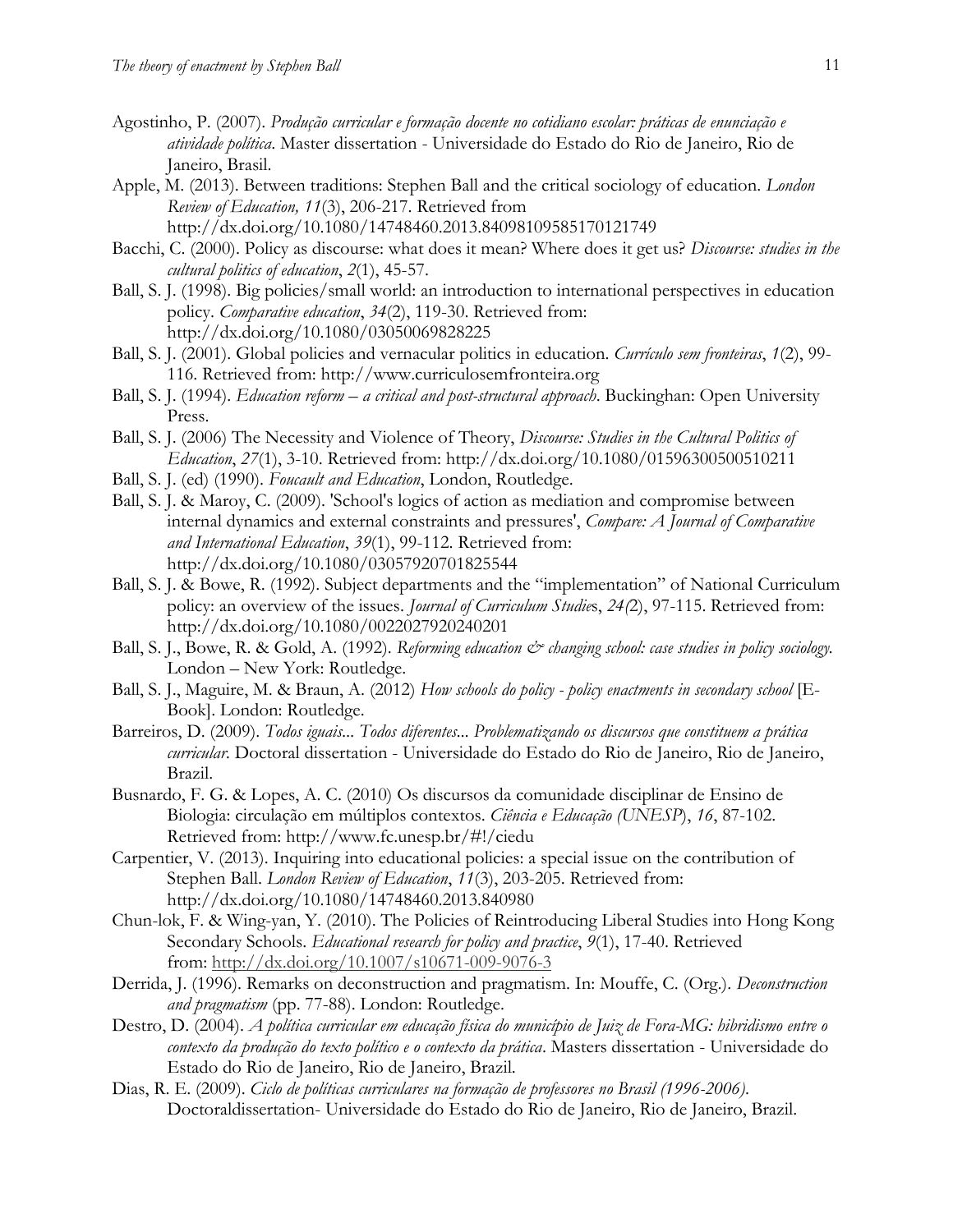Agostinho, P. (2007). *Produção curricular e formação docente no cotidiano escolar: práticas de enunciação e atividade política*. Master dissertation - Universidade do Estado do Rio de Janeiro, Rio de Janeiro, Brasil.

Apple, M. (2013). Between traditions: Stephen Ball and the critical sociology of education. *London Review of Education, 11*(3), 206-217. Retrieved from http://dx.doi.org/10.1080/14748460.2013.84098109585170121749

Bacchi, C. (2000). Policy as discourse: what does it mean? Where does it get us? *Discourse: studies in the cultural politics of education*, *2*(1), 45-57.

Ball, S. J. (1998). Big policies/small world: an introduction to international perspectives in education policy. *Comparative education*, *34*(2), 119-30. Retrieved from: http://dx.doi.org/10.1080/03050069828225

Ball, S. J. (2001). Global policies and vernacular politics in education. *Currículo sem fronteiras*, *1*(2), 99-116. Retrieved from: http://www.curriculosemfronteira.org

Ball, S. J. (1994). *Education reform – a critical and post-structural approach*. Buckinghan: Open University Press.

Ball, S. J. (2006) The Necessity and Violence of Theory, *Discourse: Studies in the Cultural Politics of Education*, *27*(1), 3-10. Retrieved from: http://dx.doi.org/10.1080/01596300500510211

Ball, S. J. (ed) (1990). *Foucault and Education*, London, Routledge.

Ball, S. J. & Maroy, C. (2009). 'School's logics of action as mediation and compromise between internal dynamics and external constraints and pressures', *Compare: A Journal of Comparative and International Education*, *39*(1), 99-112. Retrieved from: http://dx.doi.org/10.1080/03057920701825544

Ball, S. J. & Bowe, R. (1992). Subject departments and the "implementation" of National Curriculum policy: an overview of the issues. *Journal of Curriculum Studies*, *24(*2), 97-115. Retrieved from: http://dx.doi.org/10.1080/0022027920240201

Ball, S. J., Bowe, R. & Gold, A. (1992). *Reforming education & changing school: case studies in policy sociology.* London – New York: Routledge.

Ball, S. J., Maguire, M. & Braun, A. (2012) *How schools do policy - policy enactments in secondary school* [E-Book]. London: Routledge.

Barreiros, D. (2009). *Todos iguais... Todos diferentes... Problematizando os discursos que constituem a prática curricular*. Doctoral dissertation - Universidade do Estado do Rio de Janeiro, Rio de Janeiro, Brazil.

Busnardo, F. G. & Lopes, A. C. (2010) Os discursos da comunidade disciplinar de Ensino de Biologia: circulação em múltiplos contextos. *Ciência e Educação (UNESP)*, *16*, 87-102. Retrieved from: http://www.fc.unesp.br/#!/ciedu

Carpentier, V. (2013). Inquiring into educational policies: a special issue on the contribution of Stephen Ball. *London Review of Education*, *11*(3), 203-205. Retrieved from: http://dx.doi.org/10.1080/14748460.2013.840980

Chun-lok, F. & Wing-yan, Y. (2010). The Policies of Reintroducing Liberal Studies into Hong Kong Secondary Schools. *Educational research for policy and practice*, *9*(1), 17-40. Retrieved from: http://dx.doi.org/10.1007/s10671-009-9076-3

Derrida, J. (1996). Remarks on deconstruction and pragmatism. In: Mouffe, C. (Org.). *Deconstruction and pragmatism* (pp. 77-88). London: Routledge.

Destro, D. (2004). *A política curricular em educação física do município de Juiz de Fora-MG: hibridismo entre o contexto da produção do texto político e o contexto da prática*. Masters dissertation - Universidade do Estado do Rio de Janeiro, Rio de Janeiro, Brazil.

Dias, R. E. (2009). *Ciclo de políticas curriculares na formação de professores no Brasil (1996-2006).* Doctoraldissertation- Universidade do Estado do Rio de Janeiro, Rio de Janeiro, Brazil.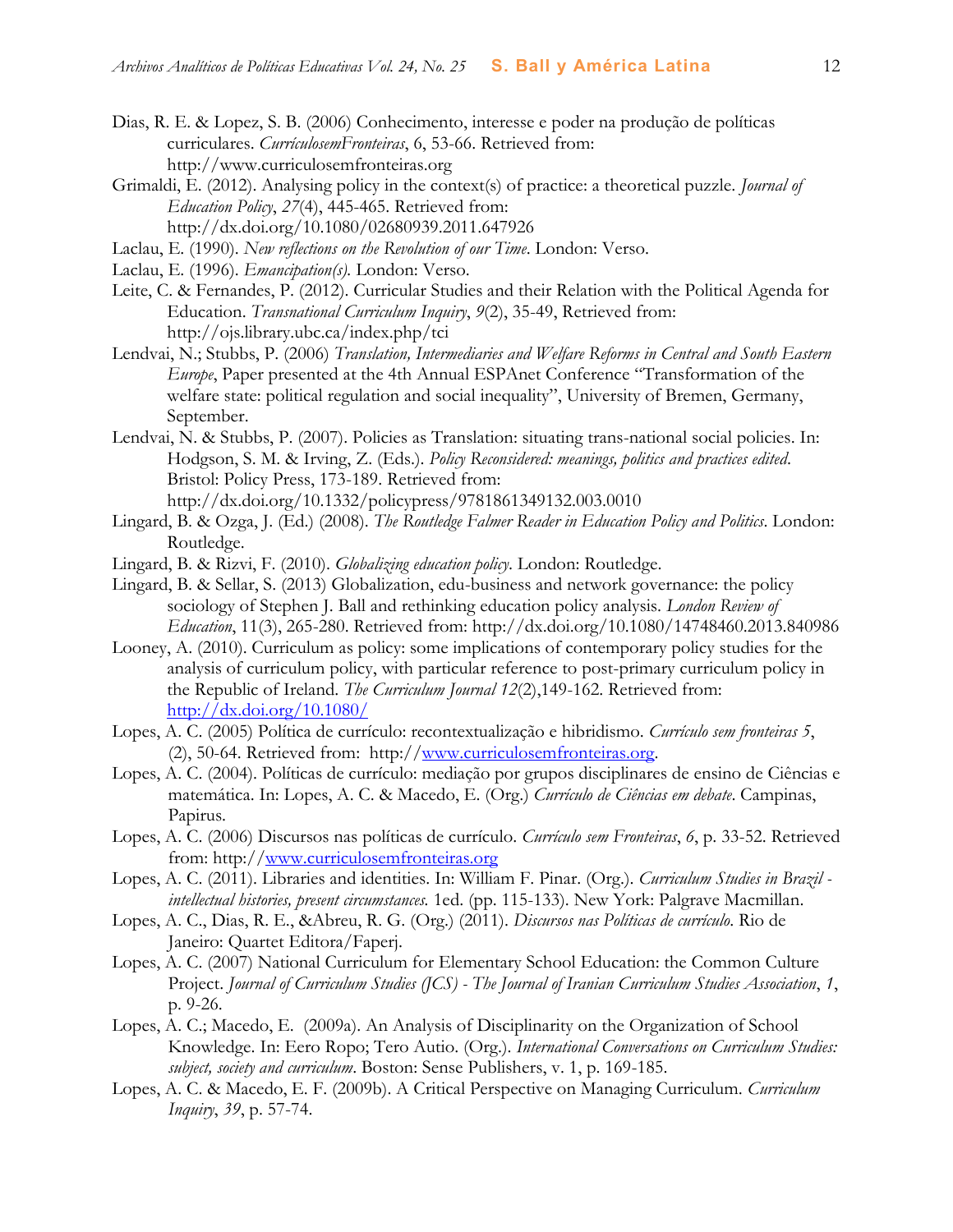Dias, R. E. & Lopez, S. B. (2006) Conhecimento, interesse e poder na produção de políticas curriculares. *CurrículosemFronteiras*, 6, 53-66. Retrieved from: http://www.curriculosemfronteiras.org

Grimaldi, E. (2012). Analysing policy in the context(s) of practice: a theoretical puzzle. *Journal of Education Policy*, *27*(4), 445-465. Retrieved from: http://dx.doi.org/10.1080/02680939.2011.647926

Laclau, E. (1990). *New reflections on the Revolution of our Time*. London: Verso.

Laclau, E. (1996). *Emancipation(s).* London: Verso.

Leite, C. & Fernandes, P. (2012). Curricular Studies and their Relation with the Political Agenda for Education. *Transnational Curriculum Inquiry*, *9*(2), 35-49, Retrieved from: http://ojs.library.ubc.ca/index.php/tci

Lendvai, N.; Stubbs, P. (2006) *Translation, Intermediaries and Welfare Reforms in Central and South Eastern Europe*, Paper presented at the 4th Annual ESPAnet Conference "Transformation of the welfare state: political regulation and social inequality", University of Bremen, Germany, September.

Lendvai, N. & Stubbs, P. (2007). Policies as Translation: situating trans-national social policies. In: Hodgson, S. M. & Irving, Z. (Eds.). *Policy Reconsidered: meanings, politics and practices edited*. Bristol: Policy Press, 173-189. Retrieved from: http://dx.doi.org/10.1332/policypress/9781861349132.003.0010

Lingard, B. & Ozga, J. (Ed.) (2008). *The Routledge Falmer Reader in Education Policy and Politics*. London: Routledge.

Lingard, B. & Rizvi, F. (2010). *Globalizing education policy*. London: Routledge.

Lingard, B. & Sellar, S. (2013) Globalization, edu-business and network governance: the policy sociology of Stephen J. Ball and rethinking education policy analysis. *London Review of Education*, 11(3), 265-280. Retrieved from: http://dx.doi.org/10.1080/14748460.2013.840986

Looney, A. (2010). Curriculum as policy: some implications of contemporary policy studies for the analysis of curriculum policy, with particular reference to post-primary curriculum policy in the Republic of Ireland. *The Curriculum Journal 12*(2),149-162. Retrieved from: http://dx.doi.org/10.1080/

Lopes, A. C. (2005) Política de currículo: recontextualização e hibridismo. *Currículo sem fronteiras 5*, (2), 50-64. Retrieved from: http://www.curriculosemfronteiras.org.

Lopes, A. C. (2004). Políticas de currículo: mediação por grupos disciplinares de ensino de Ciências e matemática. In: Lopes, A. C. & Macedo, E. (Org.) *Currículo de Ciências em debate*. Campinas, Papirus.

Lopes, A. C. (2006) Discursos nas políticas de currículo. *Currículo sem Fronteiras*, *6*, p. 33-52. Retrieved from: http://www.curriculosemfronteiras.org

Lopes, A. C. (2011). Libraries and identities. In: William F. Pinar. (Org.). *Curriculum Studies in Brazil - intellectual histories, present circumstances.* 1ed. (pp. 115-133). New York: Palgrave Macmillan.

Lopes, A. C., Dias, R. E., &Abreu, R. G. (Org.) (2011). *Discursos nas Políticas de currículo*. Rio de Janeiro: Quartet Editora/Faperj.

Lopes, A. C. (2007) National Curriculum for Elementary School Education: the Common Culture Project. *Journal of Curriculum Studies (JCS) - The Journal of Iranian Curriculum Studies Association*, *1*, p. 9-26.

Lopes, A. C.; Macedo, E. (2009a). An Analysis of Disciplinarity on the Organization of School Knowledge. In: Eero Ropo; Tero Autio. (Org.). *International Conversations on Curriculum Studies: subject, society and curriculum*. Boston: Sense Publishers, v. 1, p. 169-185.

Lopes, A. C. & Macedo, E. F. (2009b). A Critical Perspective on Managing Curriculum. *Curriculum Inquiry*, *39*, p. 57-74.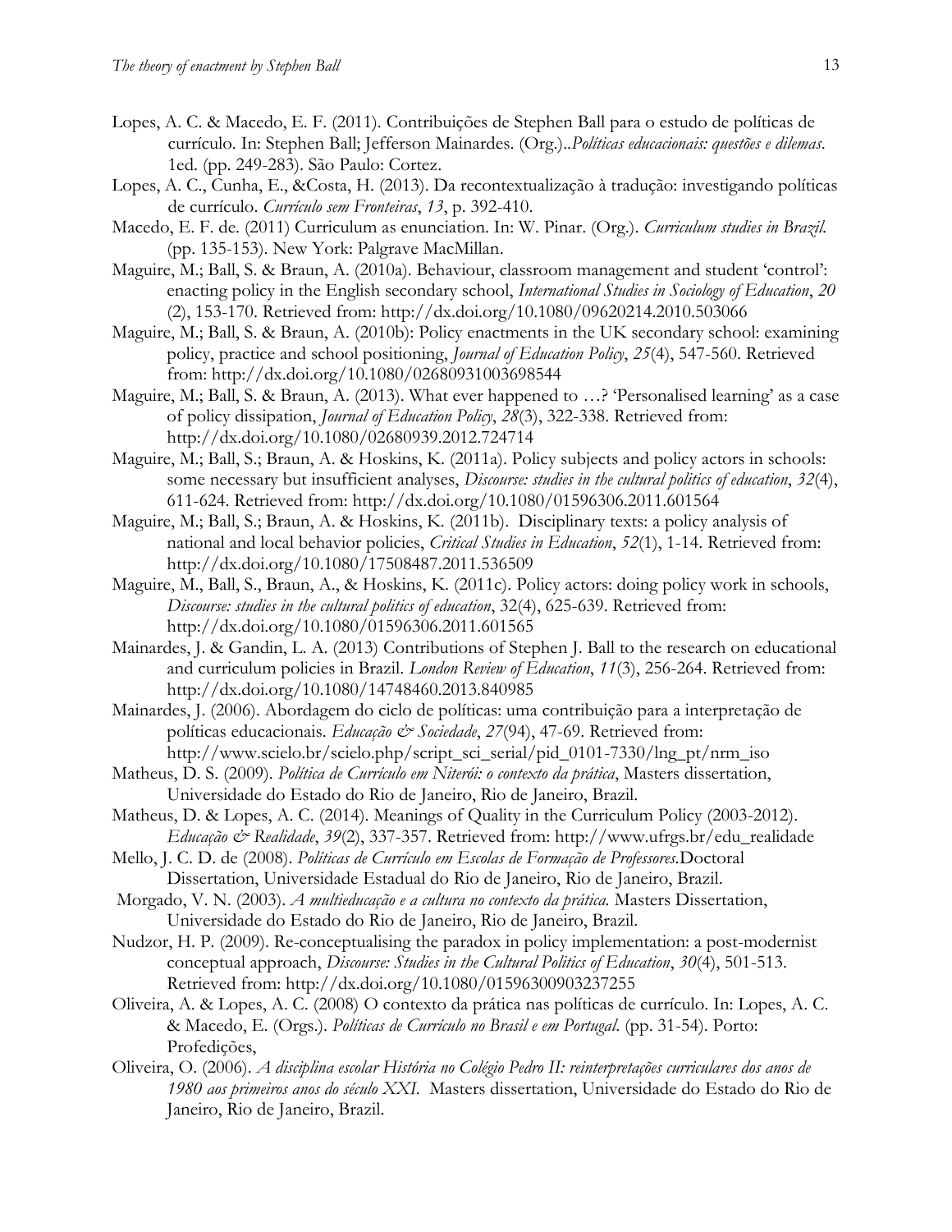Lopes, A. C. & Macedo, E. F. (2011). Contribuições de Stephen Ball para o estudo de políticas de currículo. In: Stephen Ball; Jefferson Mainardes. (Org.)..*Políticas educacionais: questões e dilemas*. 1ed. (pp. 249-283). São Paulo: Cortez.

Lopes, A. C., Cunha, E., &Costa, H. (2013). Da recontextualização à tradução: investigando políticas de currículo. *Currículo sem Fronteiras*, *13*, p. 392-410.

Macedo, E. F. de. (2011) Curriculum as enunciation. In: W. Pinar. (Org.). *Curriculum studies in Brazil.* (pp. 135-153). New York: Palgrave MacMillan.

Maguire, M.; Ball, S. & Braun, A. (2010a). Behaviour, classroom management and student 'control': enacting policy in the English secondary school, *International Studies in Sociology of Education*, *20* (2), 153-170. Retrieved from: http://dx.doi.org/10.1080/09620214.2010.503066

Maguire, M.; Ball, S. & Braun, A. (2010b): Policy enactments in the UK secondary school: examining policy, practice and school positioning, *Journal of Education Policy*, *25*(4), 547-560. Retrieved from: http://dx.doi.org/10.1080/02680931003698544

Maguire, M.; Ball, S. & Braun, A. (2013). What ever happened to …? 'Personalised learning' as a case of policy dissipation, *Journal of Education Policy*, *28*(3), 322-338. Retrieved from: http://dx.doi.org/10.1080/02680939.2012.724714

Maguire, M.; Ball, S.; Braun, A. & Hoskins, K. (2011a). Policy subjects and policy actors in schools: some necessary but insufficient analyses, *Discourse: studies in the cultural politics of education*, *32*(4), 611-624. Retrieved from: http://dx.doi.org/10.1080/01596306.2011.601564

Maguire, M.; Ball, S.; Braun, A. & Hoskins, K. (2011b). Disciplinary texts: a policy analysis of national and local behavior policies, *Critical Studies in Education*, *52*(1), 1-14. Retrieved from: http://dx.doi.org/10.1080/17508487.2011.536509

Maguire, M., Ball, S., Braun, A., & Hoskins, K. (2011c). Policy actors: doing policy work in schools, *Discourse: studies in the cultural politics of education*, 32(4), 625-639. Retrieved from: http://dx.doi.org/10.1080/01596306.2011.601565

Mainardes, J. & Gandin, L. A. (2013) Contributions of Stephen J. Ball to the research on educational and curriculum policies in Brazil. *London Review of Education*, *11*(3), 256-264. Retrieved from: http://dx.doi.org/10.1080/14748460.2013.840985

Mainardes, J. (2006). Abordagem do ciclo de políticas: uma contribuição para a interpretação de políticas educacionais. *Educação & Sociedade*, *27*(94), 47-69. Retrieved from: http://www.scielo.br/scielo.php/script_sci_serial/pid_0101-7330/lng_pt/nrm_iso

Matheus, D. S. (2009). *Política de Currículo em Niterói: o contexto da prática*, Masters dissertation, Universidade do Estado do Rio de Janeiro, Rio de Janeiro, Brazil.

Matheus, D. & Lopes, A. C. (2014). Meanings of Quality in the Curriculum Policy (2003-2012). *Educação & Realidade*, *39*(2), 337-357. Retrieved from: http://www.ufrgs.br/edu_realidade

Mello, J. C. D. de (2008). *Políticas de Currículo em Escolas de Formação de Professores.*Doctoral Dissertation, Universidade Estadual do Rio de Janeiro, Rio de Janeiro, Brazil.

Morgado, V. N. (2003). *A multieducação e a cultura no contexto da prática.* Masters Dissertation, Universidade do Estado do Rio de Janeiro, Rio de Janeiro, Brazil.

Nudzor, H. P. (2009). Re-conceptualising the paradox in policy implementation: a post-modernist conceptual approach, *Discourse: Studies in the Cultural Politics of Education*, *30*(4), 501-513. Retrieved from: http://dx.doi.org/10.1080/01596300903237255

Oliveira, A. & Lopes, A. C. (2008) O contexto da prática nas políticas de currículo. In: Lopes, A. C. & Macedo, E. (Orgs.). *Políticas de Currículo no Brasil e em Portugal*. (pp. 31-54). Porto: Profedições,

Oliveira, O. (2006). *A disciplina escolar História no Colégio Pedro II: reinterpretações curriculares dos anos de 1980 aos primeiros anos do século XXI.* Masters dissertation, Universidade do Estado do Rio de Janeiro, Rio de Janeiro, Brazil.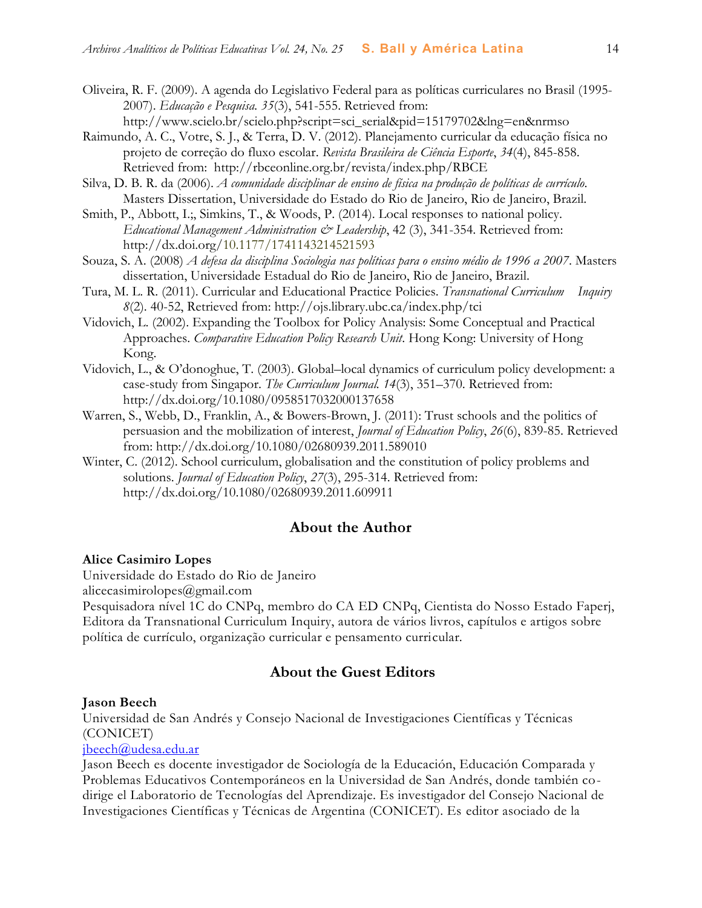Oliveira, R. F. (2009). A agenda do Legislativo Federal para as políticas curriculares no Brasil (1995-2007). *Educação e Pesquisa. 35*(3), 541-555. Retrieved from: http://www.scielo.br/scielo.php?script=sci_serial&pid=15179702&lng=en&nrmso

Raimundo, A. C., Votre, S. J., & Terra, D. V. (2012). Planejamento curricular da educação física no projeto de correção do fluxo escolar. *Revista Brasileira de Ciência Esporte*, *34*(4), 845-858. Retrieved from: http://rbceonline.org.br/revista/index.php/RBCE

Silva, D. B. R. da (2006). *A comunidade disciplinar de ensino de física na produção de políticas de currículo*. Masters Dissertation, Universidade do Estado do Rio de Janeiro, Rio de Janeiro, Brazil.

Smith, P., Abbott, I.;, Simkins, T., & Woods, P. (2014). Local responses to national policy. *Educational Management Administration & Leadership*, 42 (3), 341-354. Retrieved from: http://dx.doi.org/10.1177/1741143214521593

Souza, S. A. (2008) *A defesa da disciplina Sociologia nas políticas para o ensino médio de 1996 a 2007*. Masters dissertation, Universidade Estadual do Rio de Janeiro, Rio de Janeiro, Brazil.

Tura, M. L. R. (2011). Curricular and Educational Practice Policies. *Transnational Curriculum Inquiry 8*(2). 40-52, Retrieved from: http://ojs.library.ubc.ca/index.php/tci

Vidovich, L. (2002). Expanding the Toolbox for Policy Analysis: Some Conceptual and Practical Approaches. *Comparative Education Policy Research Unit*. Hong Kong: University of Hong Kong.

Vidovich, L., & O'donoghue, T. (2003). Global–local dynamics of curriculum policy development: a case-study from Singapor. *The Curriculum Journal. 14*(3), 351–370. Retrieved from: http://dx.doi.org/10.1080/0958517032000137658

Warren, S., Webb, D., Franklin, A., & Bowers-Brown, J. (2011): Trust schools and the politics of persuasion and the mobilization of interest, *Journal of Education Policy*, *26*(6), 839-85. Retrieved from: http://dx.doi.org/10.1080/02680939.2011.589010

Winter, C. (2012). School curriculum, globalisation and the constitution of policy problems and solutions. *Journal of Education Policy*, *27*(3), 295-314. Retrieved from: http://dx.doi.org/10.1080/02680939.2011.609911

## About the Author

**Alice Casimiro Lopes**
Universidade do Estado do Rio de Janeiro
alicecasimirolopes@gmail.com
Pesquisadora nível 1C do CNPq, membro do CA ED CNPq, Cientista do Nosso Estado Faperj, Editora da Transnational Curriculum Inquiry, autora de vários livros, capítulos e artigos sobre política de currículo, organização curricular e pensamento curricular.

## About the Guest Editors

**Jason Beech**
Universidad de San Andrés y Consejo Nacional de Investigaciones Científicas y Técnicas (CONICET)
jbeech@udesa.edu.ar
Jason Beech es docente investigador de Sociología de la Educación, Educación Comparada y Problemas Educativos Contemporáneos en la Universidad de San Andrés, donde también co-dirige el Laboratorio de Tecnologías del Aprendizaje. Es investigador del Consejo Nacional de Investigaciones Científicas y Técnicas de Argentina (CONICET). Es editor asociado de la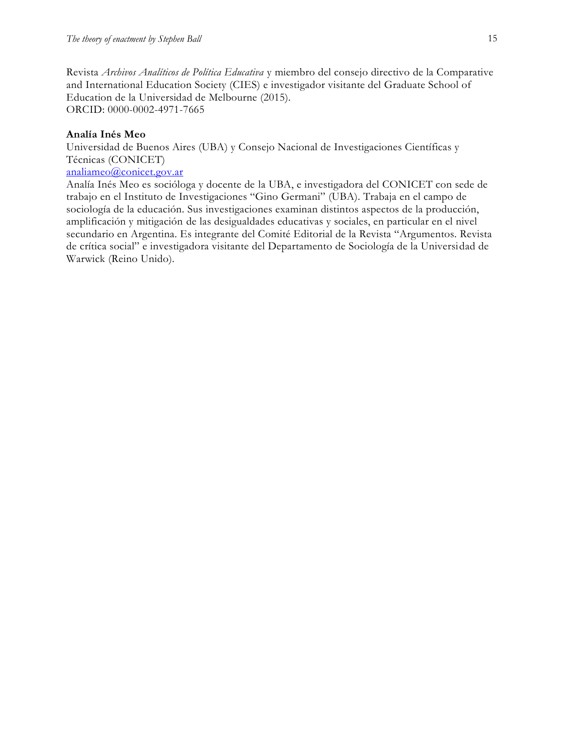Revista *Archivos Analíticos de Política Educativa* y miembro del consejo directivo de la Comparative and International Education Society (CIES) e investigador visitante del Graduate School of Education de la Universidad de Melbourne (2015).
ORCID: 0000-0002-4971-7665

**Analía Inés Meo**
Universidad de Buenos Aires (UBA) y Consejo Nacional de Investigaciones Científicas y Técnicas (CONICET)
analiameo@conicet.gov.ar
Analía Inés Meo es socióloga y docente de la UBA, e investigadora del CONICET con sede de trabajo en el Instituto de Investigaciones "Gino Germani" (UBA). Trabaja en el campo de sociología de la educación. Sus investigaciones examinan distintos aspectos de la producción, amplificación y mitigación de las desigualdades educativas y sociales, en particular en el nivel secundario en Argentina. Es integrante del Comité Editorial de la Revista "Argumentos. Revista de crítica social" e investigadora visitante del Departamento de Sociología de la Universidad de Warwick (Reino Unido).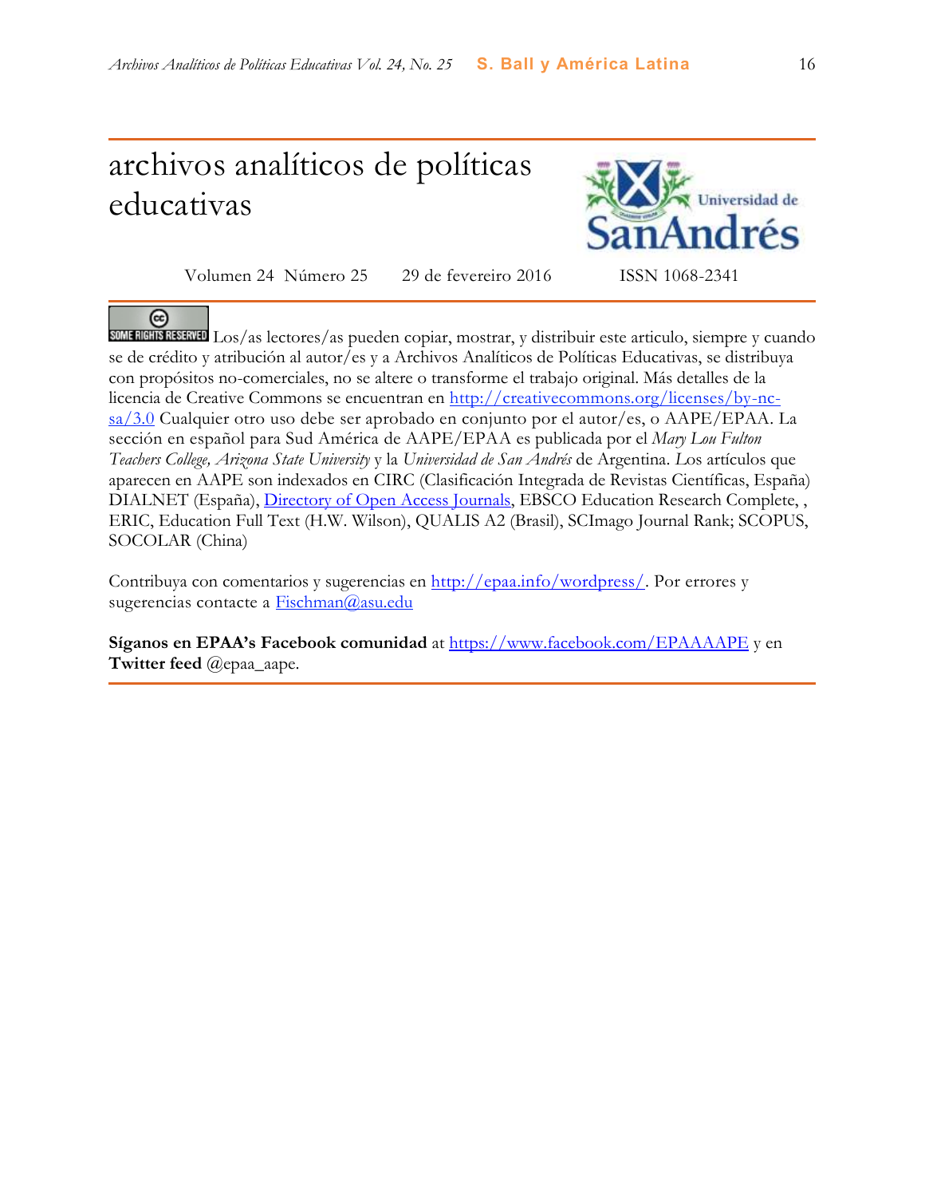# archivos analíticos de políticas educativas

Volumen 24 Número 25 29 de fevereiro 2016 ISSN 1068-2341

Los/as lectores/as pueden copiar, mostrar, y distribuir este articulo, siempre y cuando se de crédito y atribución al autor/es y a Archivos Analíticos de Políticas Educativas, se distribuya con propósitos no-comerciales, no se altere o transforme el trabajo original. Más detalles de la licencia de Creative Commons se encuentran en http://creativecommons.org/licenses/by-nc-sa/3.0 Cualquier otro uso debe ser aprobado en conjunto por el autor/es, o AAPE/EPAA. La sección en español para Sud América de AAPE/EPAA es publicada por el *Mary Lou Fulton Teachers College, Arizona State University* y la *Universidad de San Andrés* de Argentina. Los artículos que aparecen en AAPE son indexados en CIRC (Clasificación Integrada de Revistas Científicas, España) DIALNET (España), Directory of Open Access Journals, EBSCO Education Research Complete, , ERIC, Education Full Text (H.W. Wilson), QUALIS A2 (Brasil), SCImago Journal Rank; SCOPUS, SOCOLAR (China)

Contribuya con comentarios y sugerencias en http://epaa.info/wordpress/. Por errores y sugerencias contacte a Fischman@asu.edu

**Síganos en EPAA's Facebook comunidad** at https://www.facebook.com/EPAAAAPE y en **Twitter feed** @epaa_aape.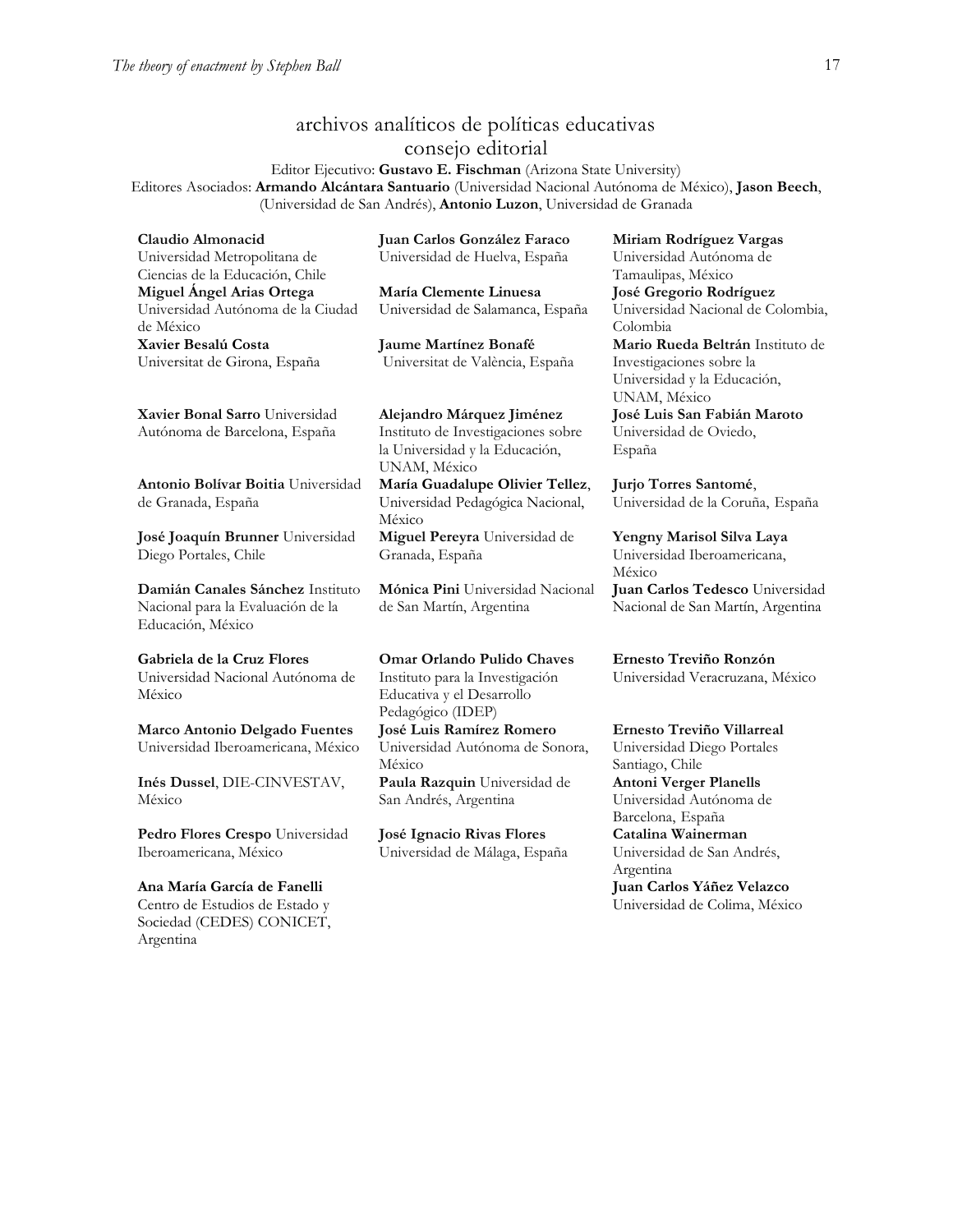## archivos analíticos de políticas educativas consejo editorial

Editor Ejecutivo: **Gustavo E. Fischman** (Arizona State University)
Editores Asociados: **Armando Alcántara Santuario** (Universidad Nacional Autónoma de México), **Jason Beech**, (Universidad de San Andrés), **Antonio Luzon**, Universidad de Granada

**Claudio Almonacid** Universidad Metropolitana de Ciencias de la Educación, Chile

**Miguel Ángel Arias Ortega** Universidad Autónoma de la Ciudad de México

**Xavier Besalú Costa** Universitat de Girona, España

**Xavier Bonal Sarro** Universidad Autónoma de Barcelona, España

**Antonio Bolívar Boitia** Universidad de Granada, España

**José Joaquín Brunner** Universidad Diego Portales, Chile

**Damián Canales Sánchez** Instituto Nacional para la Evaluación de la Educación, México

**Gabriela de la Cruz Flores** Universidad Nacional Autónoma de México

**Marco Antonio Delgado Fuentes** Universidad Iberoamericana, México

**Inés Dussel**, DIE-CINVESTAV, México

**Pedro Flores Crespo** Universidad Iberoamericana, México

**Ana María García de Fanelli** Centro de Estudios de Estado y Sociedad (CEDES) CONICET, Argentina

**Juan Carlos González Faraco** Universidad de Huelva, España

**María Clemente Linuesa** Universidad de Salamanca, España

**Jaume Martínez Bonafé** Universitat de València, España

**Alejandro Márquez Jiménez** Instituto de Investigaciones sobre la Universidad y la Educación, UNAM, México

**María Guadalupe Olivier Tellez**, Universidad Pedagógica Nacional, México

**Miguel Pereyra** Universidad de Granada, España

**Mónica Pini** Universidad Nacional de San Martín, Argentina

**Omar Orlando Pulido Chaves** Instituto para la Investigación Educativa y el Desarrollo Pedagógico (IDEP)

**José Luis Ramírez Romero** Universidad Autónoma de Sonora, México

**Paula Razquin** Universidad de San Andrés, Argentina

**José Ignacio Rivas Flores** Universidad de Málaga, España

**Miriam Rodríguez Vargas** Universidad Autónoma de Tamaulipas, México

**José Gregorio Rodríguez** Universidad Nacional de Colombia, Colombia

**Mario Rueda Beltrán** Instituto de Investigaciones sobre la Universidad y la Educación, UNAM, México

**José Luis San Fabián Maroto** Universidad de Oviedo, España

**Jurjo Torres Santomé**, Universidad de la Coruña, España

**Yengny Marisol Silva Laya** Universidad Iberoamericana, México

**Juan Carlos Tedesco** Universidad Nacional de San Martín, Argentina

**Ernesto Treviño Ronzón** Universidad Veracruzana, México

**Ernesto Treviño Villarreal** Universidad Diego Portales Santiago, Chile

**Antoni Verger Planells** Universidad Autónoma de Barcelona, España

**Catalina Wainerman** Universidad de San Andrés, Argentina

**Juan Carlos Yáñez Velazco** Universidad de Colima, México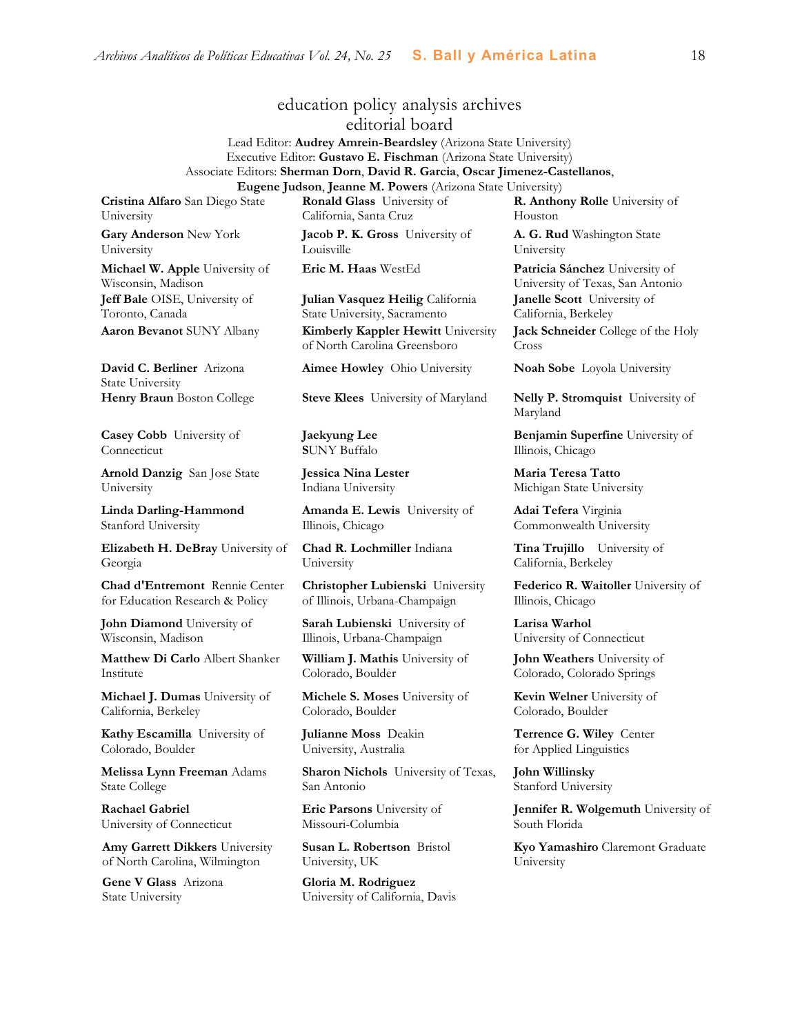# education policy analysis archives
## editorial board

Lead Editor: **Audrey Amrein-Beardsley** (Arizona State University)
Executive Editor: **Gustavo E. Fischman** (Arizona State University)
Associate Editors: **Sherman Dorn**, **David R. Garcia**, **Oscar Jimenez-Castellanos**, **Eugene Judson**, **Jeanne M. Powers** (Arizona State University)

**Cristina Alfaro** San Diego State University

**Gary Anderson** New York University

**Michael W. Apple** University of Wisconsin, Madison

**Jeff Bale** OISE, University of Toronto, Canada

**Aaron Bevanot** SUNY Albany

**David C. Berliner** Arizona State University

**Henry Braun** Boston College

**Casey Cobb** University of Connecticut

**Arnold Danzig** San Jose State University

**Linda Darling-Hammond** Stanford University

**Elizabeth H. DeBray** University of Georgia

**Chad d'Entremont** Rennie Center for Education Research & Policy

**John Diamond** University of Wisconsin, Madison

**Matthew Di Carlo** Albert Shanker Institute

**Michael J. Dumas** University of California, Berkeley

**Kathy Escamilla** University of Colorado, Boulder

**Melissa Lynn Freeman** Adams State College

**Rachael Gabriel** University of Connecticut

**Amy Garrett Dikkers** University of North Carolina, Wilmington

**Gene V Glass** Arizona State University

**Ronald Glass** University of California, Santa Cruz

**Jacob P. K. Gross** University of Louisville

**Eric M. Haas** WestEd

**Julian Vasquez Heilig** California State University, Sacramento

**Kimberly Kappler Hewitt** University of North Carolina Greensboro

**Aimee Howley** Ohio University

**Steve Klees** University of Maryland

**Jaekyung Lee** SUNY Buffalo

**Jessica Nina Lester** Indiana University

**Amanda E. Lewis** University of Illinois, Chicago

**Chad R. Lochmiller** Indiana University

**Christopher Lubienski** University of Illinois, Urbana-Champaign

**Sarah Lubienski** University of Illinois, Urbana-Champaign

**William J. Mathis** University of Colorado, Boulder

**Michele S. Moses** University of Colorado, Boulder

**Julianne Moss** Deakin University, Australia

**Sharon Nichols** University of Texas, San Antonio

**Eric Parsons** University of Missouri-Columbia

**Susan L. Robertson** Bristol University, UK

**Gloria M. Rodriguez** University of California, Davis

**R. Anthony Rolle** University of Houston

**A. G. Rud** Washington State University

**Patricia Sánchez** University of University of Texas, San Antonio

**Janelle Scott** University of California, Berkeley

**Jack Schneider** College of the Holy Cross

**Noah Sobe** Loyola University

**Nelly P. Stromquist** University of Maryland

**Benjamin Superfine** University of Illinois, Chicago

**Maria Teresa Tatto** Michigan State University

**Adai Tefera** Virginia Commonwealth University

**Tina Trujillo** University of California, Berkeley

**Federico R. Waitoller** University of Illinois, Chicago

**Larisa Warhol** University of Connecticut

**John Weathers** University of Colorado, Colorado Springs

**Kevin Welner** University of Colorado, Boulder

**Terrence G. Wiley** Center for Applied Linguistics

**John Willinsky** Stanford University

**Jennifer R. Wolgemuth** University of South Florida

**Kyo Yamashiro** Claremont Graduate University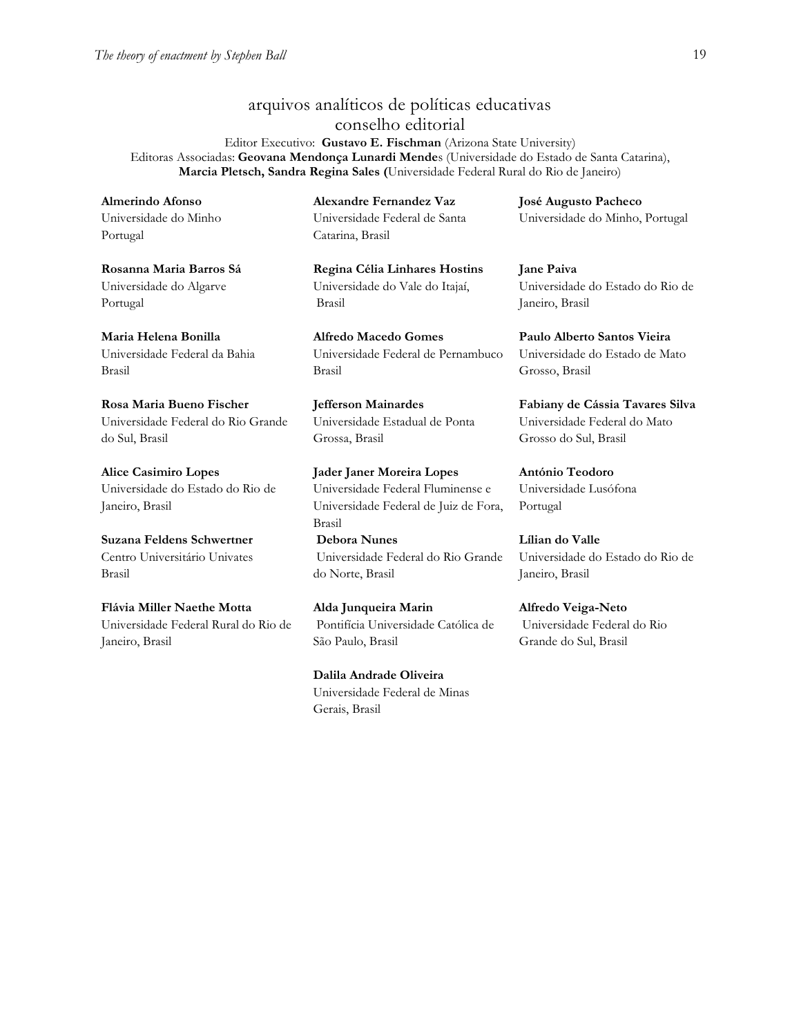# arquivos analíticos de políticas educativas
## conselho editorial

Editor Executivo: **Gustavo E. Fischman** (Arizona State University)
Editoras Associadas: **Geovana Mendonça Lunardi Mende**s (Universidade do Estado de Santa Catarina), **Marcia Pletsch, Sandra Regina Sales (**Universidade Federal Rural do Rio de Janeiro)

**Almerindo Afonso**
Universidade do Minho
Portugal

**Rosanna Maria Barros Sá**
Universidade do Algarve
Portugal

**Maria Helena Bonilla**
Universidade Federal da Bahia
Brasil

**Rosa Maria Bueno Fischer**
Universidade Federal do Rio Grande do Sul, Brasil

**Alice Casimiro Lopes**
Universidade do Estado do Rio de Janeiro, Brasil

**Suzana Feldens Schwertner**
Centro Universitário Univates
Brasil

**Flávia Miller Naethe Motta**
Universidade Federal Rural do Rio de Janeiro, Brasil

**Alexandre Fernandez Vaz**
Universidade Federal de Santa Catarina, Brasil

**Regina Célia Linhares Hostins**
Universidade do Vale do Itajaí, Brasil

**Alfredo Macedo Gomes**
Universidade Federal de Pernambuco
Brasil

**Jefferson Mainardes**
Universidade Estadual de Ponta Grossa, Brasil

**Jader Janer Moreira Lopes**
Universidade Federal Fluminense e Universidade Federal de Juiz de Fora, Brasil

**Debora Nunes**
Universidade Federal do Rio Grande do Norte, Brasil

**Alda Junqueira Marin**
Pontifícia Universidade Católica de São Paulo, Brasil

**Dalila Andrade Oliveira**
Universidade Federal de Minas Gerais, Brasil

**José Augusto Pacheco**
Universidade do Minho, Portugal

**Jane Paiva**
Universidade do Estado do Rio de Janeiro, Brasil

**Paulo Alberto Santos Vieira**
Universidade do Estado de Mato Grosso, Brasil

**Fabiany de Cássia Tavares Silva**
Universidade Federal do Mato Grosso do Sul, Brasil

**António Teodoro**
Universidade Lusófona
Portugal

**Lílian do Valle**
Universidade do Estado do Rio de Janeiro, Brasil

**Alfredo Veiga-Neto**
Universidade Federal do Rio Grande do Sul, Brasil